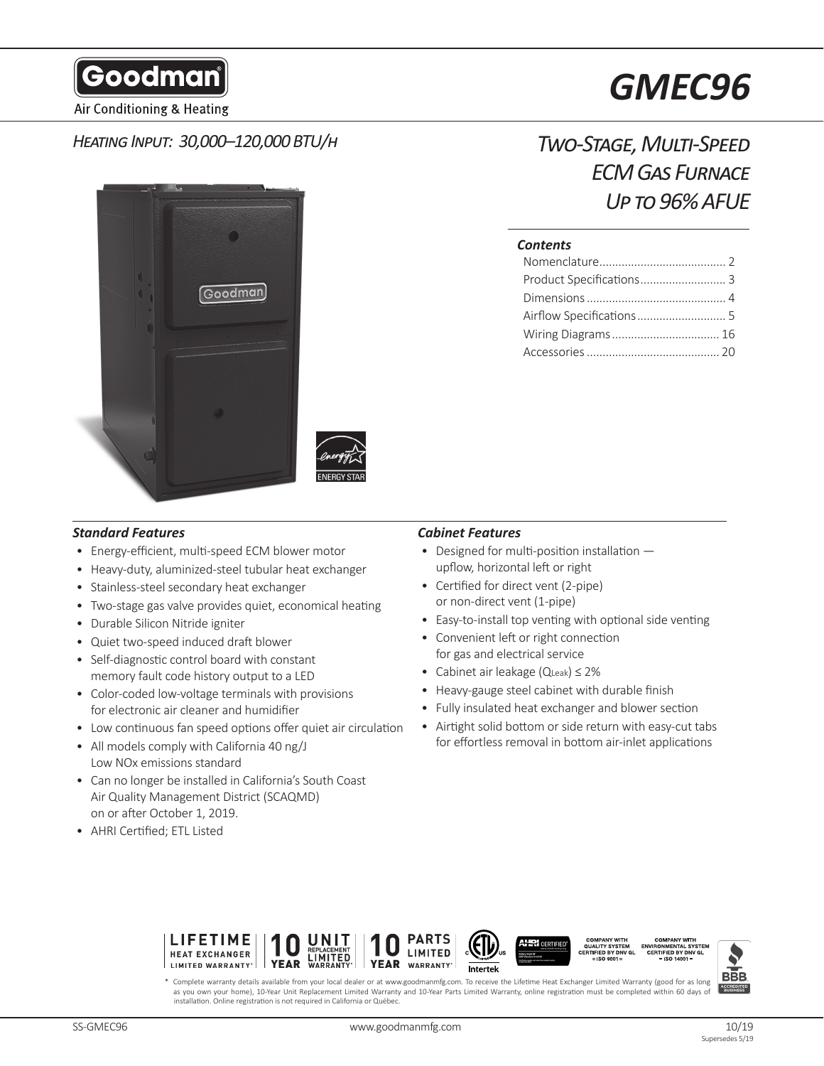Goodman

Air Conditioning & Heating

# GMEC96

## *Heating Input: 30,000–120,000 BTU/h*

## *Two-Stage, Multi-Speed ECM Gas Furnace Up to 96% AFUE*

### *Contents*

- Nomenclature ........................................ 2
- Product Specifications ........................... 3
- Dimensions ........................................... 4
- Airflow Specifications ............................ 5
- Wiring Diagrams .................................. 16
- Accessories .......................................... 20

### *Standard Features*

- Energy-efficient, multi-speed ECM blower motor
- Heavy-duty, aluminized-steel tubular heat exchanger
- Stainless-steel secondary heat exchanger
- Two-stage gas valve provides quiet, economical heating
- Durable Silicon Nitride igniter
- Quiet two-speed induced draft blower
- Self-diagnostic control board with constant memory fault code history output to a LED
- Color-coded low-voltage terminals with provisions for electronic air cleaner and humidifier
- Low continuous fan speed options offer quiet air circulation
- All models comply with California 40 ng/J Low NOx emissions standard
- Can no longer be installed in California's South Coast Air Quality Management District (SCAQMD) on or after October 1, 2019.
- AHRI Certified; ETL Listed

### *Cabinet Features*

- Designed for multi-position installation — upflow, horizontal left or right
- Certified for direct vent (2-pipe) or non-direct vent (1-pipe)
- Easy-to-install top venting with optional side venting
- Convenient left or right connection for gas and electrical service
- Cabinet air leakage ($Q_{Leak}$) ≤ 2%
- Heavy-gauge steel cabinet with durable finish
- Fully insulated heat exchanger and blower section
- Airtight solid bottom or side return with easy-cut tabs for effortless removal in bottom air-inlet applications

LIFETIME HEAT EXCHANGER LIMITED WARRANTY* | 10 YEAR UNIT REPLACEMENT LIMITED WARRANTY* | 10 YEAR PARTS LIMITED WARRANTY* | Intertek | AHRI CERTIFIED | COMPANY WITH QUALITY SYSTEM CERTIFIED BY DNV GL = ISO 9001 = | COMPANY WITH ENVIRONMENTAL SYSTEM CERTIFIED BY DNV GL = ISO 14001 = | BBB ACCREDITED BUSINESS

\* Complete warranty details available from your local dealer or at www.goodmanmfg.com. To receive the Lifetime Heat Exchanger Limited Warranty (good for as long as you own your home), 10-Year Unit Replacement Limited Warranty and 10-Year Parts Limited Warranty, online registration must be completed within 60 days of installation. Online registration is not required in California or Québec.

SS-GMEC96 www.goodmanmfg.com 10/19 Supersedes 5/19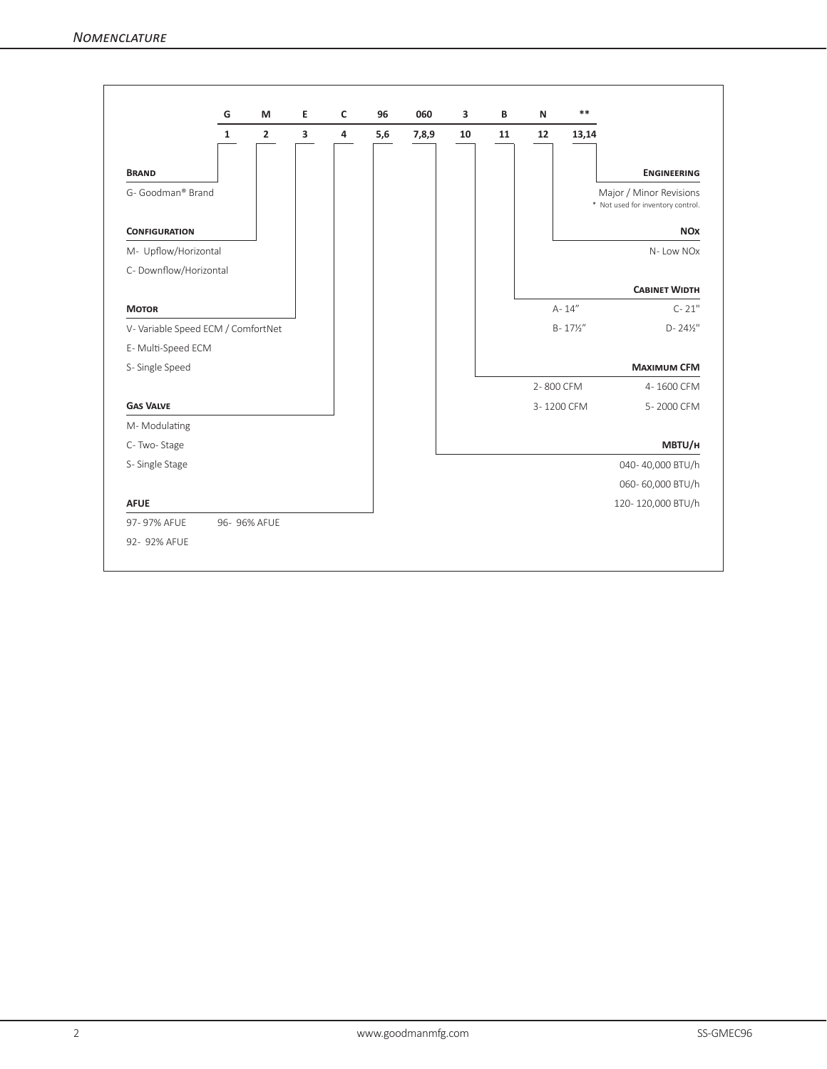## Nomenclature

| G | M | E | C | 96 | 060 | 3 | B | N | ** |
|---|---|---|---|---|---|---|---|---|---|
| 1 | 2 | 3 | 4 | 5,6 | 7,8,9 | 10 | 11 | 12 | 13,14 |

**Brand**

G- Goodman® Brand

**Configuration**

M- Upflow/Horizontal

C- Downflow/Horizontal

**Motor**

V- Variable Speed ECM / ComfortNet

E- Multi-Speed ECM

S- Single Speed

**Gas Valve**

M- Modulating

C- Two- Stage

S- Single Stage

**AFUE**

97- 97% AFUE

96- 96% AFUE

92- 92% AFUE

**MBTU/h**

040- 40,000 BTU/h

060- 60,000 BTU/h

120- 120,000 BTU/h

**Maximum CFM**

2- 800 CFM

3- 1200 CFM

4- 1600 CFM

5- 2000 CFM

**Cabinet Width**

A- 14"

B- 17½"

C- 21"

D- 24½"

**NOx**

N- Low NOx

**Engineering**

Major / Minor Revisions

* Not used for inventory control.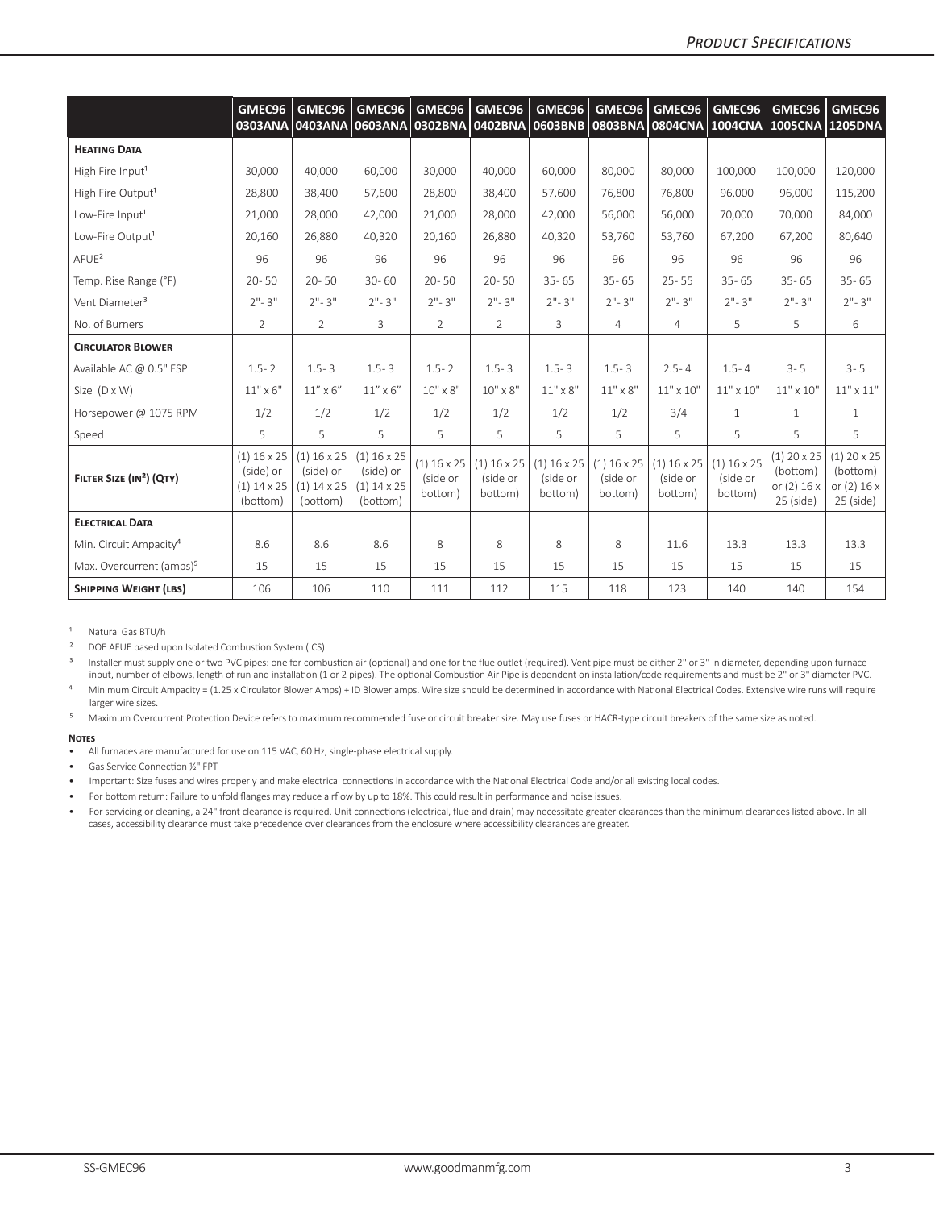| | GMEC96 0303ANA | GMEC96 0403ANA | GMEC96 0603ANA | GMEC96 0302BNA | GMEC96 0402BNA | GMEC96 0603BNB | GMEC96 0803BNA | GMEC96 0804CNA | GMEC96 1004CNA | GMEC96 1005CNA | GMEC96 1205DNA |
|---|---|---|---|---|---|---|---|---|---|---|---|
| **Heating Data** | | | | | | | | | | | |
| High Fire Input[1] | 30,000 | 40,000 | 60,000 | 30,000 | 40,000 | 60,000 | 80,000 | 80,000 | 100,000 | 100,000 | 120,000 |
| High Fire Output[1] | 28,800 | 38,400 | 57,600 | 28,800 | 38,400 | 57,600 | 76,800 | 76,800 | 96,000 | 96,000 | 115,200 |
| Low-Fire Input[1] | 21,000 | 28,000 | 42,000 | 21,000 | 28,000 | 42,000 | 56,000 | 56,000 | 70,000 | 70,000 | 84,000 |
| Low-Fire Output[1] | 20,160 | 26,880 | 40,320 | 20,160 | 26,880 | 40,320 | 53,760 | 53,760 | 67,200 | 67,200 | 80,640 |
| AFUE[2] | 96 | 96 | 96 | 96 | 96 | 96 | 96 | 96 | 96 | 96 | 96 |
| Temp. Rise Range (°F) | 20- 50 | 20- 50 | 30- 60 | 20- 50 | 20- 50 | 35- 65 | 35- 65 | 25- 55 | 35- 65 | 35- 65 | 35- 65 |
| Vent Diameter[3] | 2"- 3" | 2"- 3" | 2"- 3" | 2"- 3" | 2"- 3" | 2"- 3" | 2"- 3" | 2"- 3" | 2"- 3" | 2"- 3" | 2"- 3" |
| No. of Burners | 2 | 2 | 3 | 2 | 2 | 3 | 4 | 4 | 5 | 5 | 6 |
| **Circulator Blower** | | | | | | | | | | | |
| Available AC @ 0.5" ESP | 1.5- 2 | 1.5- 3 | 1.5- 3 | 1.5- 2 | 1.5- 3 | 1.5- 3 | 1.5- 3 | 2.5- 4 | 1.5- 4 | 3- 5 | 3- 5 |
| Size (D x W) | 11" x 6" | 11" x 6" | 11" x 6" | 10" x 8" | 10" x 8" | 11" x 8" | 11" x 8" | 11" x 10" | 11" x 10" | 11" x 10" | 11" x 11" |
| Horsepower @ 1075 RPM | 1/2 | 1/2 | 1/2 | 1/2 | 1/2 | 1/2 | 1/2 | 3/4 | 1 | 1 | 1 |
| Speed | 5 | 5 | 5 | 5 | 5 | 5 | 5 | 5 | 5 | 5 | 5 |
| **Filter Size (in²) (Qty)** | (1) 16 x 25 (side) or (1) 14 x 25 (bottom) | (1) 16 x 25 (side) or (1) 14 x 25 (bottom) | (1) 16 x 25 (side) or (1) 14 x 25 (bottom) | (1) 16 x 25 (side or bottom) | (1) 16 x 25 (side or bottom) | (1) 16 x 25 (side or bottom) | (1) 16 x 25 (side or bottom) | (1) 16 x 25 (side or bottom) | (1) 16 x 25 (side or bottom) | (1) 20 x 25 (bottom) or (2) 16 x 25 (side) | (1) 20 x 25 (bottom) or (2) 16 x 25 (side) |
| **Electrical Data** | | | | | | | | | | | |
| Min. Circuit Ampacity[4] | 8.6 | 8.6 | 8.6 | 8 | 8 | 8 | 8 | 11.6 | 13.3 | 13.3 | 13.3 |
| Max. Overcurrent (amps)[5] | 15 | 15 | 15 | 15 | 15 | 15 | 15 | 15 | 15 | 15 | 15 |
| **Shipping Weight (lbs)** | 106 | 106 | 110 | 111 | 112 | 115 | 118 | 123 | 140 | 140 | 154 |

[1] Natural Gas BTU/h

[2] DOE AFUE based upon Isolated Combustion System (ICS)

[3] Installer must supply one or two PVC pipes: one for combustion air (optional) and one for the flue outlet (required). Vent pipe must be either 2" or 3" in diameter, depending upon furnace input, number of elbows, length of run and installation (1 or 2 pipes). The optional Combustion Air Pipe is dependent on installation/code requirements and must be 2" or 3" diameter PVC.

[4] Minimum Circuit Ampacity = (1.25 x Circulator Blower Amps) + ID Blower amps. Wire size should be determined in accordance with National Electrical Codes. Extensive wire runs will require larger wire sizes.

[5] Maximum Overcurrent Protection Device refers to maximum recommended fuse or circuit breaker size. May use fuses or HACR-type circuit breakers of the same size as noted.

**Notes**

- All furnaces are manufactured for use on 115 VAC, 60 Hz, single-phase electrical supply.
- Gas Service Connection ½" FPT
- Important: Size fuses and wires properly and make electrical connections in accordance with the National Electrical Code and/or all existing local codes.
- For bottom return: Failure to unfold flanges may reduce airflow by up to 18%. This could result in performance and noise issues.
- For servicing or cleaning, a 24" front clearance is required. Unit connections (electrical, flue and drain) may necessitate greater clearances than the minimum clearances listed above. In all cases, accessibility clearance must take precedence over clearances from the enclosure where accessibility clearances are greater.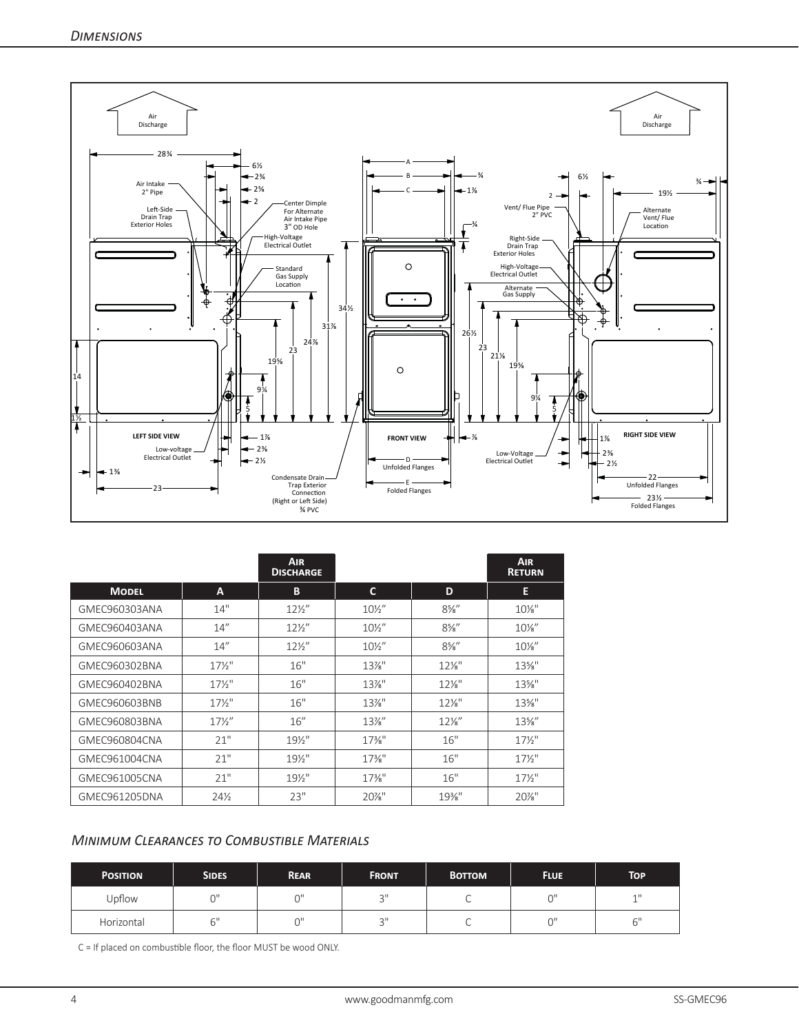## Dimensions

| | | Air Discharge | | | Air Return |
|---|---|---|---|---|---|
| **Model** | **A** | **B** | **C** | **D** | **E** |
| GMEC960303ANA | 14" | 12½" | 10½" | 8⅝" | 10⅛" |
| GMEC960403ANA | 14" | 12½" | 10½" | 8⅝" | 10⅛" |
| GMEC960603ANA | 14" | 12½" | 10½" | 8⅝" | 10⅛" |
| GMEC960302BNA | 17½" | 16" | 13⅞" | 12⅛" | 13⅝" |
| GMEC960402BNA | 17½" | 16" | 13⅞" | 12⅛" | 13⅝" |
| GMEC960603BNB | 17½" | 16" | 13⅞" | 12⅛" | 13⅝" |
| GMEC960803BNA | 17½" | 16" | 13⅞" | 12⅛" | 13⅝" |
| GMEC960804CNA | 21" | 19½" | 17⅜" | 16" | 17½" |
| GMEC961004CNA | 21" | 19½" | 17⅜" | 16" | 17½" |
| GMEC961005CNA | 21" | 19½" | 17⅜" | 16" | 17½" |
| GMEC961205DNA | 24½ | 23" | 20⅞" | 19⅜" | 20⅞" |

## *Minimum Clearances to Combustible Materials*

| Position | Sides | Rear | Front | Bottom | Flue | Top |
|---|---|---|---|---|---|---|
| Upflow | 0" | 0" | 3" | C | 0" | 1" |
| Horizontal | 6" | 0" | 3" | C | 0" | 6" |

C = If placed on combustible floor, the floor MUST be wood ONLY.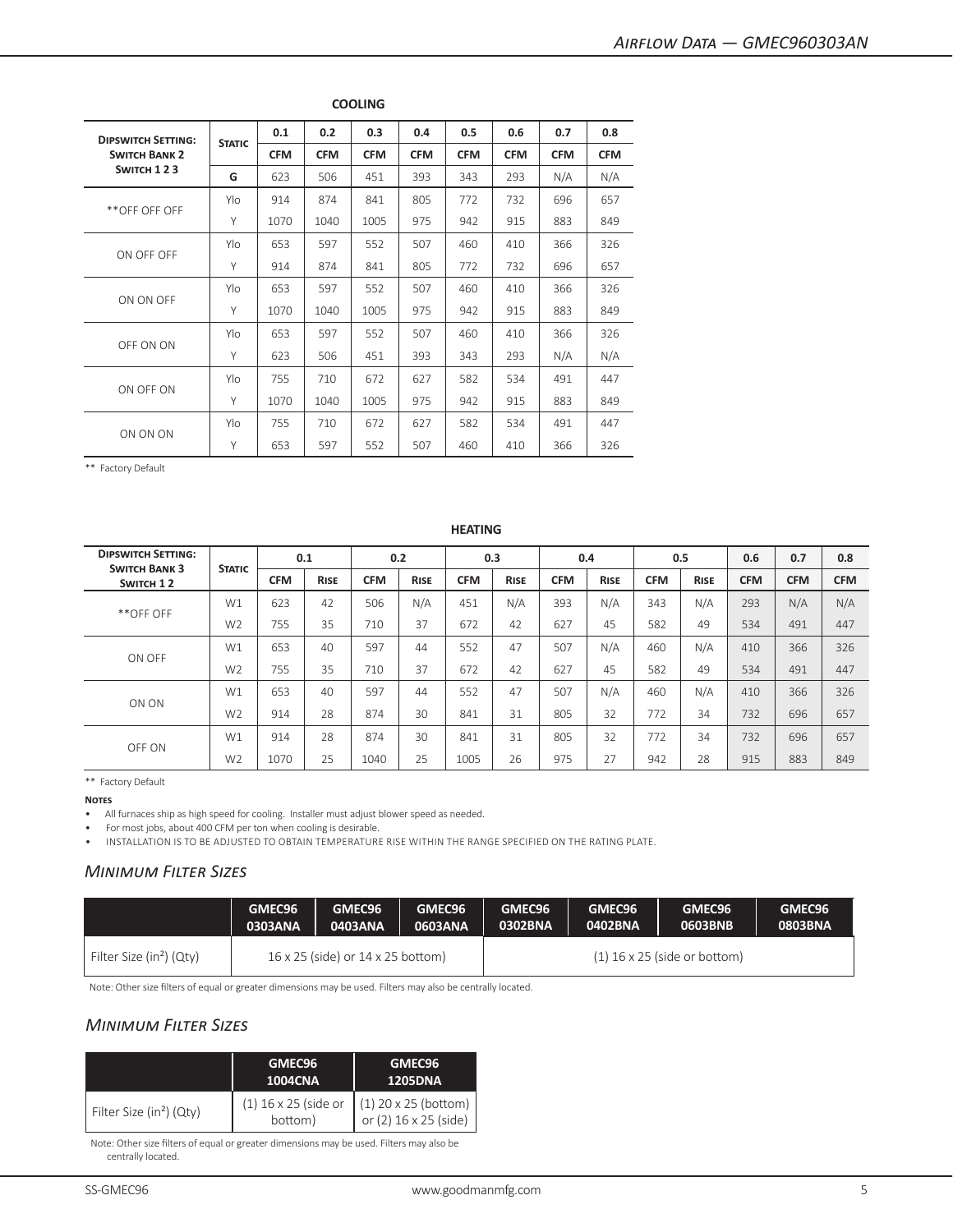## Airflow Data — GMEC960303AN

**COOLING**

| Dipswitch Setting: Switch Bank 2 Switch 1 2 3 | Static | 0.1 | 0.2 | 0.3 | 0.4 | 0.5 | 0.6 | 0.7 | 0.8 |
|---|---|---|---|---|---|---|---|---|---|
| | | CFM | CFM | CFM | CFM | CFM | CFM | CFM | CFM |
| | G | 623 | 506 | 451 | 393 | 343 | 293 | N/A | N/A |
| **OFF OFF OFF | Ylo | 914 | 874 | 841 | 805 | 772 | 732 | 696 | 657 |
| | Y | 1070 | 1040 | 1005 | 975 | 942 | 915 | 883 | 849 |
| ON OFF OFF | Ylo | 653 | 597 | 552 | 507 | 460 | 410 | 366 | 326 |
| | Y | 914 | 874 | 841 | 805 | 772 | 732 | 696 | 657 |
| ON ON OFF | Ylo | 653 | 597 | 552 | 507 | 460 | 410 | 366 | 326 |
| | Y | 1070 | 1040 | 1005 | 975 | 942 | 915 | 883 | 849 |
| OFF ON ON | Ylo | 653 | 597 | 552 | 507 | 460 | 410 | 366 | 326 |
| | Y | 623 | 506 | 451 | 393 | 343 | 293 | N/A | N/A |
| ON OFF ON | Ylo | 755 | 710 | 672 | 627 | 582 | 534 | 491 | 447 |
| | Y | 1070 | 1040 | 1005 | 975 | 942 | 915 | 883 | 849 |
| ON ON ON | Ylo | 755 | 710 | 672 | 627 | 582 | 534 | 491 | 447 |
| | Y | 653 | 597 | 552 | 507 | 460 | 410 | 366 | 326 |

** Factory Default

**HEATING**

| Dipswitch Setting: Switch Bank 3 Switch 1 2 | Static | 0.1 | | 0.2 | | 0.3 | | 0.4 | | 0.5 | | 0.6 | 0.7 | 0.8 |
|---|---|---|---|---|---|---|---|---|---|---|---|---|---|---|
| | | CFM | Rise | CFM | Rise | CFM | Rise | CFM | Rise | CFM | Rise | CFM | CFM | CFM |
| **OFF OFF | W1 | 623 | 42 | 506 | N/A | 451 | N/A | 393 | N/A | 343 | N/A | 293 | N/A | N/A |
| | W2 | 755 | 35 | 710 | 37 | 672 | 42 | 627 | 45 | 582 | 49 | 534 | 491 | 447 |
| ON OFF | W1 | 653 | 40 | 597 | 44 | 552 | 47 | 507 | N/A | 460 | N/A | 410 | 366 | 326 |
| | W2 | 755 | 35 | 710 | 37 | 672 | 42 | 627 | 45 | 582 | 49 | 534 | 491 | 447 |
| ON ON | W1 | 653 | 40 | 597 | 44 | 552 | 47 | 507 | N/A | 460 | N/A | 410 | 366 | 326 |
| | W2 | 914 | 28 | 874 | 30 | 841 | 31 | 805 | 32 | 772 | 34 | 732 | 696 | 657 |
| OFF ON | W1 | 914 | 28 | 874 | 30 | 841 | 31 | 805 | 32 | 772 | 34 | 732 | 696 | 657 |
| | W2 | 1070 | 25 | 1040 | 25 | 1005 | 26 | 975 | 27 | 942 | 28 | 915 | 883 | 849 |

** Factory Default

**Notes**

- All furnaces ship as high speed for cooling. Installer must adjust blower speed as needed.
- For most jobs, about 400 CFM per ton when cooling is desirable.
- INSTALLATION IS TO BE ADJUSTED TO OBTAIN TEMPERATURE RISE WITHIN THE RANGE SPECIFIED ON THE RATING PLATE.

## Minimum Filter Sizes

| | GMEC96 0303ANA | GMEC96 0403ANA | GMEC96 0603ANA | GMEC96 0302BNA | GMEC96 0402BNA | GMEC96 0603BNB | GMEC96 0803BNA |
|---|---|---|---|---|---|---|---|
| Filter Size (in²) (Qty) | 16 x 25 (side) or 14 x 25 bottom) | | | (1) 16 x 25 (side or bottom) | | | |

Note: Other size filters of equal or greater dimensions may be used. Filters may also be centrally located.

## Minimum Filter Sizes

| | GMEC96 1004CNA | GMEC96 1205DNA |
|---|---|---|
| Filter Size (in²) (Qty) | (1) 16 x 25 (side or bottom) | (1) 20 x 25 (bottom) or (2) 16 x 25 (side) |

Note: Other size filters of equal or greater dimensions may be used. Filters may also be centrally located.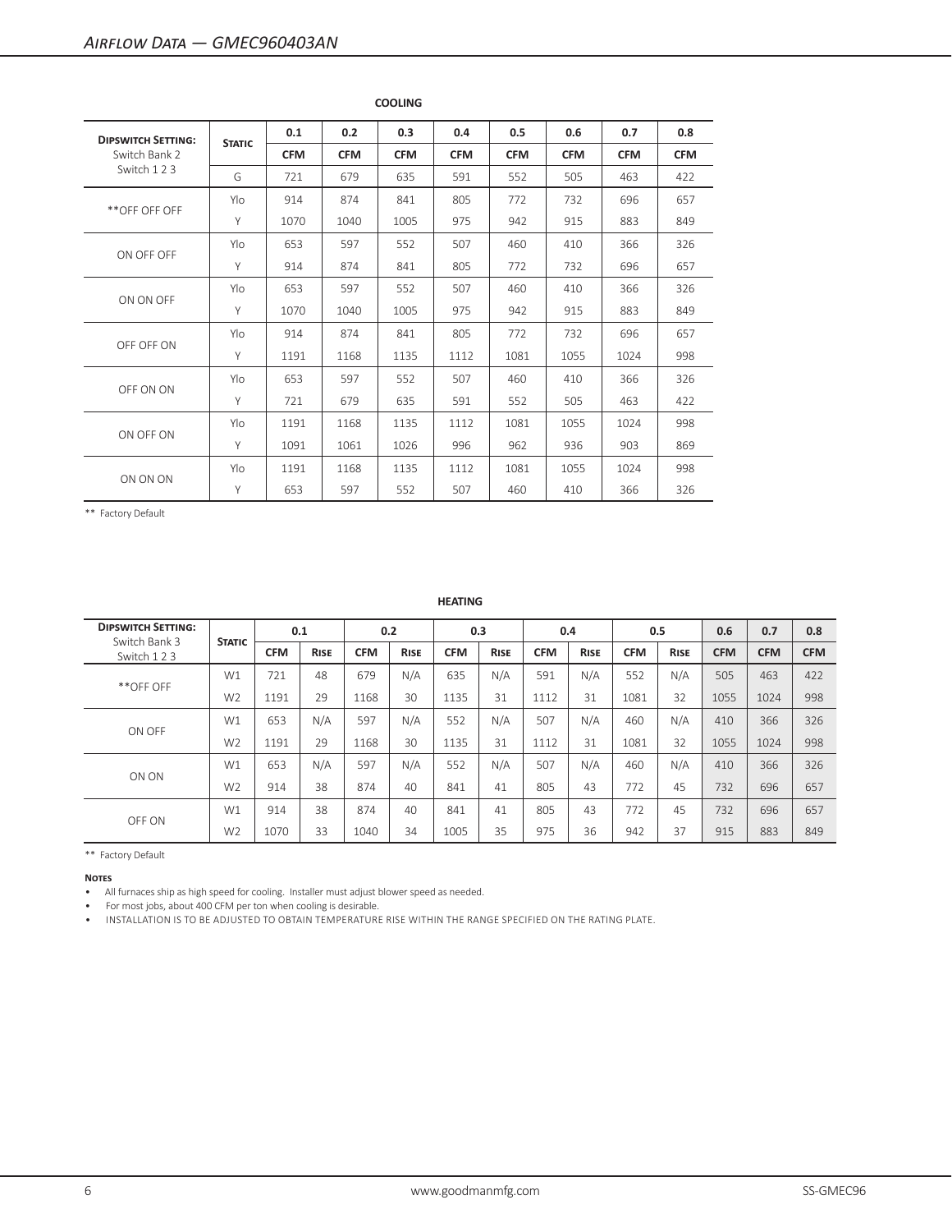# Airflow Data — GMEC960403AN

**COOLING**

| Dipswitch Setting: Switch Bank 2 Switch 1 2 3 | Static | 0.1 | 0.2 | 0.3 | 0.4 | 0.5 | 0.6 | 0.7 | 0.8 |
|---|---|---|---|---|---|---|---|---|---|
| | | CFM | CFM | CFM | CFM | CFM | CFM | CFM | CFM |
| | G | 721 | 679 | 635 | 591 | 552 | 505 | 463 | 422 |
| **OFF OFF OFF | Ylo | 914 | 874 | 841 | 805 | 772 | 732 | 696 | 657 |
| | Y | 1070 | 1040 | 1005 | 975 | 942 | 915 | 883 | 849 |
| ON OFF OFF | Ylo | 653 | 597 | 552 | 507 | 460 | 410 | 366 | 326 |
| | Y | 914 | 874 | 841 | 805 | 772 | 732 | 696 | 657 |
| ON ON OFF | Ylo | 653 | 597 | 552 | 507 | 460 | 410 | 366 | 326 |
| | Y | 1070 | 1040 | 1005 | 975 | 942 | 915 | 883 | 849 |
| OFF OFF ON | Ylo | 914 | 874 | 841 | 805 | 772 | 732 | 696 | 657 |
| | Y | 1191 | 1168 | 1135 | 1112 | 1081 | 1055 | 1024 | 998 |
| OFF ON ON | Ylo | 653 | 597 | 552 | 507 | 460 | 410 | 366 | 326 |
| | Y | 721 | 679 | 635 | 591 | 552 | 505 | 463 | 422 |
| ON OFF ON | Ylo | 1191 | 1168 | 1135 | 1112 | 1081 | 1055 | 1024 | 998 |
| | Y | 1091 | 1061 | 1026 | 996 | 962 | 936 | 903 | 869 |
| ON ON ON | Ylo | 1191 | 1168 | 1135 | 1112 | 1081 | 1055 | 1024 | 998 |
| | Y | 653 | 597 | 552 | 507 | 460 | 410 | 366 | 326 |

** Factory Default

**HEATING**

| Dipswitch Setting: Switch Bank 3 Switch 1 2 3 | Static | 0.1 | | 0.2 | | 0.3 | | 0.4 | | 0.5 | | 0.6 | 0.7 | 0.8 |
|---|---|---|---|---|---|---|---|---|---|---|---|---|---|---|
| | | CFM | Rise | CFM | Rise | CFM | Rise | CFM | Rise | CFM | Rise | CFM | CFM | CFM |
| **OFF OFF | W1 | 721 | 48 | 679 | N/A | 635 | N/A | 591 | N/A | 552 | N/A | 505 | 463 | 422 |
| | W2 | 1191 | 29 | 1168 | 30 | 1135 | 31 | 1112 | 31 | 1081 | 32 | 1055 | 1024 | 998 |
| ON OFF | W1 | 653 | N/A | 597 | N/A | 552 | N/A | 507 | N/A | 460 | N/A | 410 | 366 | 326 |
| | W2 | 1191 | 29 | 1168 | 30 | 1135 | 31 | 1112 | 31 | 1081 | 32 | 1055 | 1024 | 998 |
| ON ON | W1 | 653 | N/A | 597 | N/A | 552 | N/A | 507 | N/A | 460 | N/A | 410 | 366 | 326 |
| | W2 | 914 | 38 | 874 | 40 | 841 | 41 | 805 | 43 | 772 | 45 | 732 | 696 | 657 |
| OFF ON | W1 | 914 | 38 | 874 | 40 | 841 | 41 | 805 | 43 | 772 | 45 | 732 | 696 | 657 |
| | W2 | 1070 | 33 | 1040 | 34 | 1005 | 35 | 975 | 36 | 942 | 37 | 915 | 883 | 849 |

** Factory Default

**Notes**

- All furnaces ship as high speed for cooling. Installer must adjust blower speed as needed.
- For most jobs, about 400 CFM per ton when cooling is desirable.
- INSTALLATION IS TO BE ADJUSTED TO OBTAIN TEMPERATURE RISE WITHIN THE RANGE SPECIFIED ON THE RATING PLATE.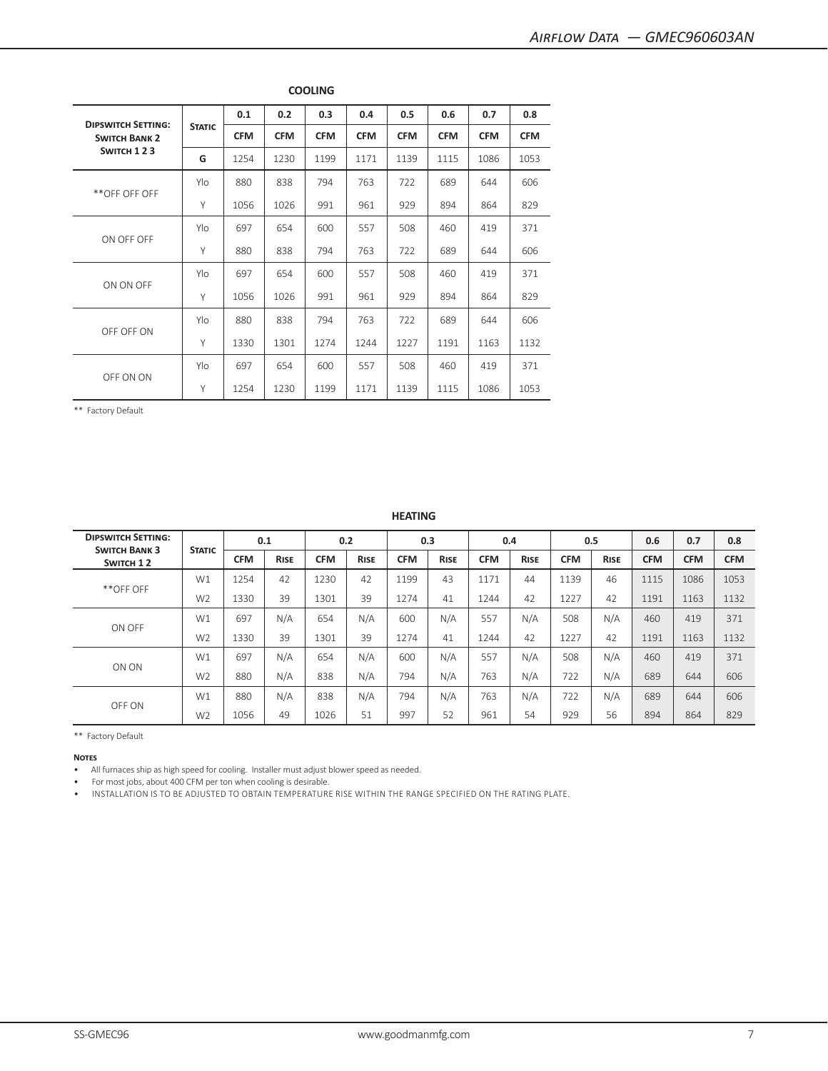## Airflow Data — GMEC960603AN

**COOLING**

| Dipswitch Setting: Switch Bank 2 Switch 1 2 3 | Static | 0.1 | 0.2 | 0.3 | 0.4 | 0.5 | 0.6 | 0.7 | 0.8 |
|---|---|---|---|---|---|---|---|---|---|
| | | CFM | CFM | CFM | CFM | CFM | CFM | CFM | CFM |
| | G | 1254 | 1230 | 1199 | 1171 | 1139 | 1115 | 1086 | 1053 |
| **OFF OFF OFF | Ylo | 880 | 838 | 794 | 763 | 722 | 689 | 644 | 606 |
| | Y | 1056 | 1026 | 991 | 961 | 929 | 894 | 864 | 829 |
| ON OFF OFF | Ylo | 697 | 654 | 600 | 557 | 508 | 460 | 419 | 371 |
| | Y | 880 | 838 | 794 | 763 | 722 | 689 | 644 | 606 |
| ON ON OFF | Ylo | 697 | 654 | 600 | 557 | 508 | 460 | 419 | 371 |
| | Y | 1056 | 1026 | 991 | 961 | 929 | 894 | 864 | 829 |
| OFF OFF ON | Ylo | 880 | 838 | 794 | 763 | 722 | 689 | 644 | 606 |
| | Y | 1330 | 1301 | 1274 | 1244 | 1227 | 1191 | 1163 | 1132 |
| OFF ON ON | Ylo | 697 | 654 | 600 | 557 | 508 | 460 | 419 | 371 |
| | Y | 1254 | 1230 | 1199 | 1171 | 1139 | 1115 | 1086 | 1053 |

** Factory Default

**HEATING**

| Dipswitch Setting: Switch Bank 3 Switch 1 2 | Static | 0.1 | | 0.2 | | 0.3 | | 0.4 | | 0.5 | | 0.6 | 0.7 | 0.8 |
|---|---|---|---|---|---|---|---|---|---|---|---|---|---|---|
| | | CFM | Rise | CFM | Rise | CFM | Rise | CFM | Rise | CFM | Rise | CFM | CFM | CFM |
| **OFF OFF | W1 | 1254 | 42 | 1230 | 42 | 1199 | 43 | 1171 | 44 | 1139 | 46 | 1115 | 1086 | 1053 |
| | W2 | 1330 | 39 | 1301 | 39 | 1274 | 41 | 1244 | 42 | 1227 | 42 | 1191 | 1163 | 1132 |
| ON OFF | W1 | 697 | N/A | 654 | N/A | 600 | N/A | 557 | N/A | 508 | N/A | 460 | 419 | 371 |
| | W2 | 1330 | 39 | 1301 | 39 | 1274 | 41 | 1244 | 42 | 1227 | 42 | 1191 | 1163 | 1132 |
| ON ON | W1 | 697 | N/A | 654 | N/A | 600 | N/A | 557 | N/A | 508 | N/A | 460 | 419 | 371 |
| | W2 | 880 | N/A | 838 | N/A | 794 | N/A | 763 | N/A | 722 | N/A | 689 | 644 | 606 |
| OFF ON | W1 | 880 | N/A | 838 | N/A | 794 | N/A | 763 | N/A | 722 | N/A | 689 | 644 | 606 |
| | W2 | 1056 | 49 | 1026 | 51 | 997 | 52 | 961 | 54 | 929 | 56 | 894 | 864 | 829 |

** Factory Default

**Notes**

- All furnaces ship as high speed for cooling. Installer must adjust blower speed as needed.
- For most jobs, about 400 CFM per ton when cooling is desirable.
- INSTALLATION IS TO BE ADJUSTED TO OBTAIN TEMPERATURE RISE WITHIN THE RANGE SPECIFIED ON THE RATING PLATE.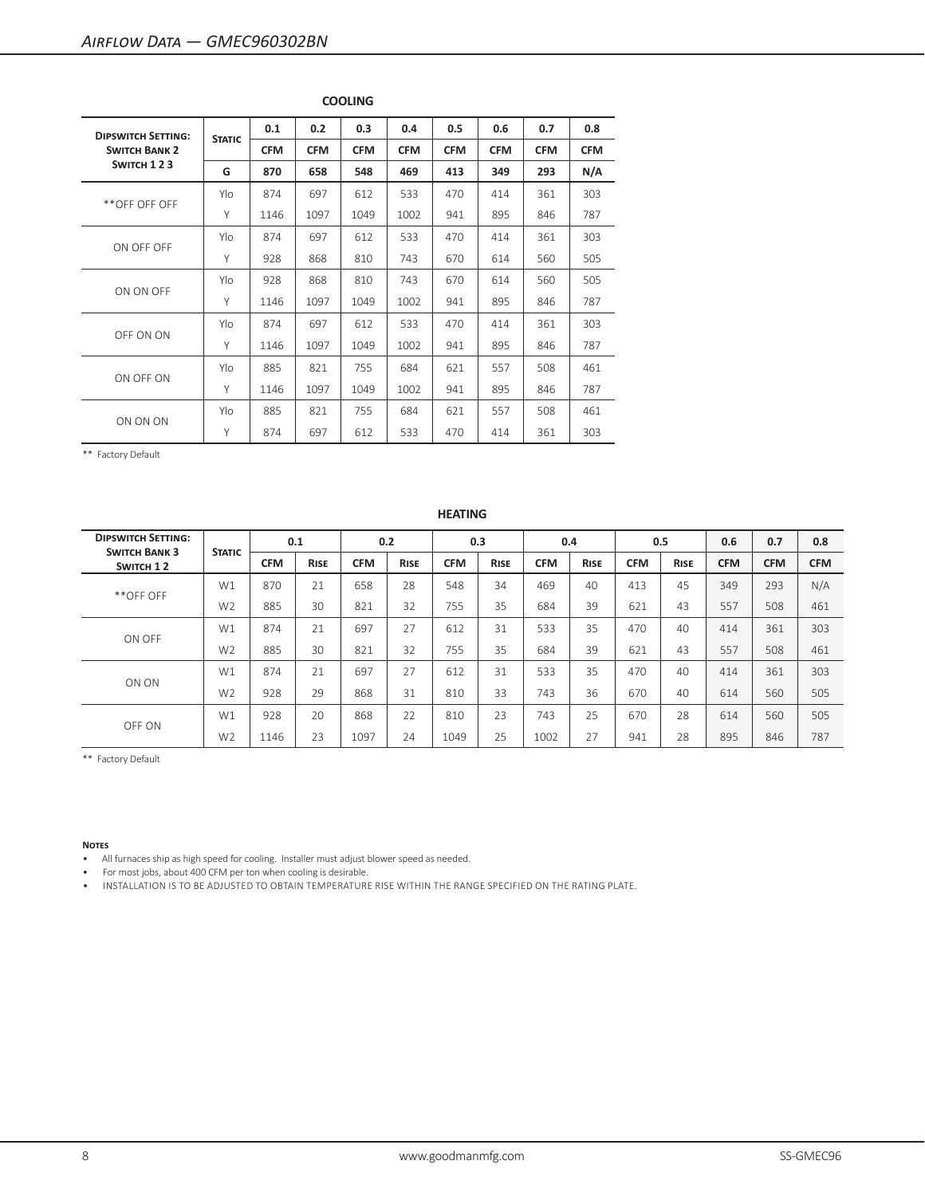## Airflow Data — GMEC960302BN

**COOLING**

| Dipswitch Setting: Switch Bank 2 Switch 1 2 3 | Static | 0.1 | 0.2 | 0.3 | 0.4 | 0.5 | 0.6 | 0.7 | 0.8 |
|---|---|---|---|---|---|---|---|---|---|
| | | CFM | CFM | CFM | CFM | CFM | CFM | CFM | CFM |
| | G | 870 | 658 | 548 | 469 | 413 | 349 | 293 | N/A |
| **OFF OFF OFF | Ylo | 874 | 697 | 612 | 533 | 470 | 414 | 361 | 303 |
| | Y | 1146 | 1097 | 1049 | 1002 | 941 | 895 | 846 | 787 |
| ON OFF OFF | Ylo | 874 | 697 | 612 | 533 | 470 | 414 | 361 | 303 |
| | Y | 928 | 868 | 810 | 743 | 670 | 614 | 560 | 505 |
| ON ON OFF | Ylo | 928 | 868 | 810 | 743 | 670 | 614 | 560 | 505 |
| | Y | 1146 | 1097 | 1049 | 1002 | 941 | 895 | 846 | 787 |
| OFF ON ON | Ylo | 874 | 697 | 612 | 533 | 470 | 414 | 361 | 303 |
| | Y | 1146 | 1097 | 1049 | 1002 | 941 | 895 | 846 | 787 |
| ON OFF ON | Ylo | 885 | 821 | 755 | 684 | 621 | 557 | 508 | 461 |
| | Y | 1146 | 1097 | 1049 | 1002 | 941 | 895 | 846 | 787 |
| ON ON ON | Ylo | 885 | 821 | 755 | 684 | 621 | 557 | 508 | 461 |
| | Y | 874 | 697 | 612 | 533 | 470 | 414 | 361 | 303 |

** Factory Default

**HEATING**

| Dipswitch Setting: Switch Bank 3 Switch 1 2 | Static | 0.1 | | 0.2 | | 0.3 | | 0.4 | | 0.5 | | 0.6 | 0.7 | 0.8 |
|---|---|---|---|---|---|---|---|---|---|---|---|---|---|---|
| | | CFM | Rise | CFM | Rise | CFM | Rise | CFM | Rise | CFM | Rise | CFM | CFM | CFM |
| **OFF OFF | W1 | 870 | 21 | 658 | 28 | 548 | 34 | 469 | 40 | 413 | 45 | 349 | 293 | N/A |
| | W2 | 885 | 30 | 821 | 32 | 755 | 35 | 684 | 39 | 621 | 43 | 557 | 508 | 461 |
| ON OFF | W1 | 874 | 21 | 697 | 27 | 612 | 31 | 533 | 35 | 470 | 40 | 414 | 361 | 303 |
| | W2 | 885 | 30 | 821 | 32 | 755 | 35 | 684 | 39 | 621 | 43 | 557 | 508 | 461 |
| ON ON | W1 | 874 | 21 | 697 | 27 | 612 | 31 | 533 | 35 | 470 | 40 | 414 | 361 | 303 |
| | W2 | 928 | 29 | 868 | 31 | 810 | 33 | 743 | 36 | 670 | 40 | 614 | 560 | 505 |
| OFF ON | W1 | 928 | 20 | 868 | 22 | 810 | 23 | 743 | 25 | 670 | 28 | 614 | 560 | 505 |
| | W2 | 1146 | 23 | 1097 | 24 | 1049 | 25 | 1002 | 27 | 941 | 28 | 895 | 846 | 787 |

** Factory Default

**Notes**

- All furnaces ship as high speed for cooling. Installer must adjust blower speed as needed.
- For most jobs, about 400 CFM per ton when cooling is desirable.
- INSTALLATION IS TO BE ADJUSTED TO OBTAIN TEMPERATURE RISE WITHIN THE RANGE SPECIFIED ON THE RATING PLATE.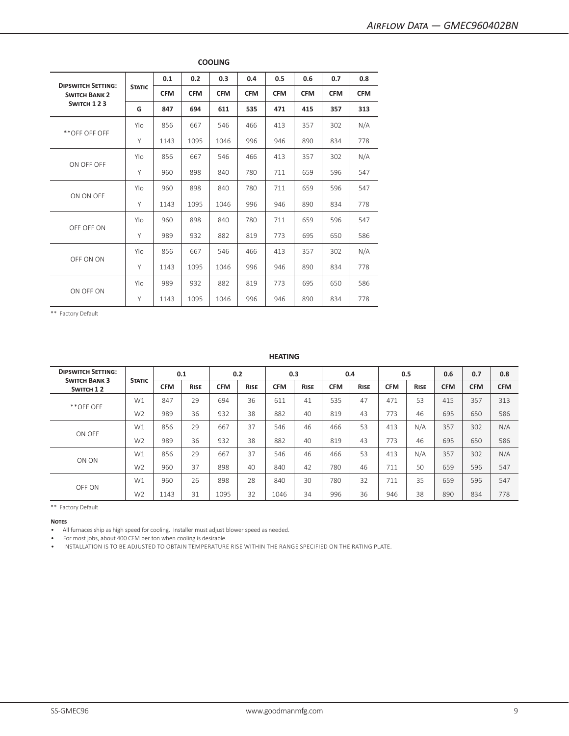## COOLING

| Dipswitch Setting: Switch Bank 2 Switch 1 2 3 | Static | 0.1 | 0.2 | 0.3 | 0.4 | 0.5 | 0.6 | 0.7 | 0.8 |
|---|---|---|---|---|---|---|---|---|---|
| | | CFM | CFM | CFM | CFM | CFM | CFM | CFM | CFM |
| | G | 847 | 694 | 611 | 535 | 471 | 415 | 357 | 313 |
| **OFF OFF OFF | Ylo | 856 | 667 | 546 | 466 | 413 | 357 | 302 | N/A |
| | Y | 1143 | 1095 | 1046 | 996 | 946 | 890 | 834 | 778 |
| ON OFF OFF | Ylo | 856 | 667 | 546 | 466 | 413 | 357 | 302 | N/A |
| | Y | 960 | 898 | 840 | 780 | 711 | 659 | 596 | 547 |
| ON ON OFF | Ylo | 960 | 898 | 840 | 780 | 711 | 659 | 596 | 547 |
| | Y | 1143 | 1095 | 1046 | 996 | 946 | 890 | 834 | 778 |
| OFF OFF ON | Ylo | 960 | 898 | 840 | 780 | 711 | 659 | 596 | 547 |
| | Y | 989 | 932 | 882 | 819 | 773 | 695 | 650 | 586 |
| OFF ON ON | Ylo | 856 | 667 | 546 | 466 | 413 | 357 | 302 | N/A |
| | Y | 1143 | 1095 | 1046 | 996 | 946 | 890 | 834 | 778 |
| ON OFF ON | Ylo | 989 | 932 | 882 | 819 | 773 | 695 | 650 | 586 |
| | Y | 1143 | 1095 | 1046 | 996 | 946 | 890 | 834 | 778 |

** Factory Default

## HEATING

| Dipswitch Setting: Switch Bank 3 Switch 1 2 | Static | 0.1 | | 0.2 | | 0.3 | | 0.4 | | 0.5 | | 0.6 | 0.7 | 0.8 |
|---|---|---|---|---|---|---|---|---|---|---|---|---|---|---|
| | | CFM | Rise | CFM | Rise | CFM | Rise | CFM | Rise | CFM | Rise | CFM | CFM | CFM |
| **OFF OFF | W1 | 847 | 29 | 694 | 36 | 611 | 41 | 535 | 47 | 471 | 53 | 415 | 357 | 313 |
| | W2 | 989 | 36 | 932 | 38 | 882 | 40 | 819 | 43 | 773 | 46 | 695 | 650 | 586 |
| ON OFF | W1 | 856 | 29 | 667 | 37 | 546 | 46 | 466 | 53 | 413 | N/A | 357 | 302 | N/A |
| | W2 | 989 | 36 | 932 | 38 | 882 | 40 | 819 | 43 | 773 | 46 | 695 | 650 | 586 |
| ON ON | W1 | 856 | 29 | 667 | 37 | 546 | 46 | 466 | 53 | 413 | N/A | 357 | 302 | N/A |
| | W2 | 960 | 37 | 898 | 40 | 840 | 42 | 780 | 46 | 711 | 50 | 659 | 596 | 547 |
| OFF ON | W1 | 960 | 26 | 898 | 28 | 840 | 30 | 780 | 32 | 711 | 35 | 659 | 596 | 547 |
| | W2 | 1143 | 31 | 1095 | 32 | 1046 | 34 | 996 | 36 | 946 | 38 | 890 | 834 | 778 |

** Factory Default

**Notes**

- All furnaces ship as high speed for cooling. Installer must adjust blower speed as needed.
- For most jobs, about 400 CFM per ton when cooling is desirable.
- INSTALLATION IS TO BE ADJUSTED TO OBTAIN TEMPERATURE RISE WITHIN THE RANGE SPECIFIED ON THE RATING PLATE.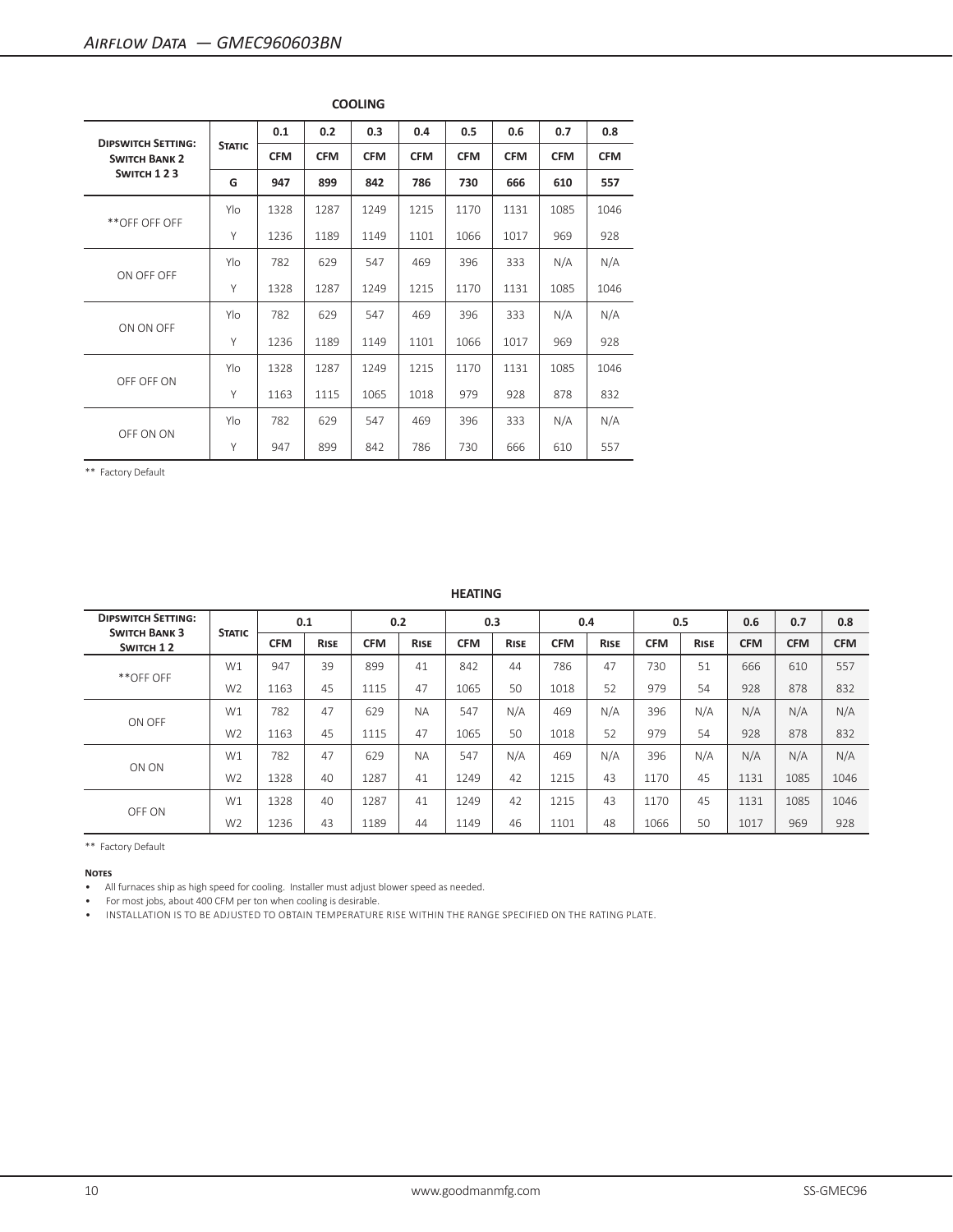## *Airflow Data — GMEC960603BN*

**COOLING**

| Dipswitch Setting: Switch Bank 2 Switch 1 2 3 | Static | 0.1 | 0.2 | 0.3 | 0.4 | 0.5 | 0.6 | 0.7 | 0.8 |
|---|---|---|---|---|---|---|---|---|---|
| | | CFM | CFM | CFM | CFM | CFM | CFM | CFM | CFM |
| | G | 947 | 899 | 842 | 786 | 730 | 666 | 610 | 557 |
| **OFF OFF OFF | Ylo | 1328 | 1287 | 1249 | 1215 | 1170 | 1131 | 1085 | 1046 |
| | Y | 1236 | 1189 | 1149 | 1101 | 1066 | 1017 | 969 | 928 |
| ON OFF OFF | Ylo | 782 | 629 | 547 | 469 | 396 | 333 | N/A | N/A |
| | Y | 1328 | 1287 | 1249 | 1215 | 1170 | 1131 | 1085 | 1046 |
| ON ON OFF | Ylo | 782 | 629 | 547 | 469 | 396 | 333 | N/A | N/A |
| | Y | 1236 | 1189 | 1149 | 1101 | 1066 | 1017 | 969 | 928 |
| OFF OFF ON | Ylo | 1328 | 1287 | 1249 | 1215 | 1170 | 1131 | 1085 | 1046 |
| | Y | 1163 | 1115 | 1065 | 1018 | 979 | 928 | 878 | 832 |
| OFF ON ON | Ylo | 782 | 629 | 547 | 469 | 396 | 333 | N/A | N/A |
| | Y | 947 | 899 | 842 | 786 | 730 | 666 | 610 | 557 |

** Factory Default

**HEATING**

| Dipswitch Setting: Switch Bank 3 Switch 1 2 | Static | 0.1 | | 0.2 | | 0.3 | | 0.4 | | 0.5 | | 0.6 | 0.7 | 0.8 |
|---|---|---|---|---|---|---|---|---|---|---|---|---|---|---|
| | | CFM | Rise | CFM | Rise | CFM | Rise | CFM | Rise | CFM | Rise | CFM | CFM | CFM |
| **OFF OFF | W1 | 947 | 39 | 899 | 41 | 842 | 44 | 786 | 47 | 730 | 51 | 666 | 610 | 557 |
| | W2 | 1163 | 45 | 1115 | 47 | 1065 | 50 | 1018 | 52 | 979 | 54 | 928 | 878 | 832 |
| ON OFF | W1 | 782 | 47 | 629 | NA | 547 | N/A | 469 | N/A | 396 | N/A | N/A | N/A | N/A |
| | W2 | 1163 | 45 | 1115 | 47 | 1065 | 50 | 1018 | 52 | 979 | 54 | 928 | 878 | 832 |
| ON ON | W1 | 782 | 47 | 629 | NA | 547 | N/A | 469 | N/A | 396 | N/A | N/A | N/A | N/A |
| | W2 | 1328 | 40 | 1287 | 41 | 1249 | 42 | 1215 | 43 | 1170 | 45 | 1131 | 1085 | 1046 |
| OFF ON | W1 | 1328 | 40 | 1287 | 41 | 1249 | 42 | 1215 | 43 | 1170 | 45 | 1131 | 1085 | 1046 |
| | W2 | 1236 | 43 | 1189 | 44 | 1149 | 46 | 1101 | 48 | 1066 | 50 | 1017 | 969 | 928 |

** Factory Default

**Notes**

- All furnaces ship as high speed for cooling. Installer must adjust blower speed as needed.
- For most jobs, about 400 CFM per ton when cooling is desirable.
- INSTALLATION IS TO BE ADJUSTED TO OBTAIN TEMPERATURE RISE WITHIN THE RANGE SPECIFIED ON THE RATING PLATE.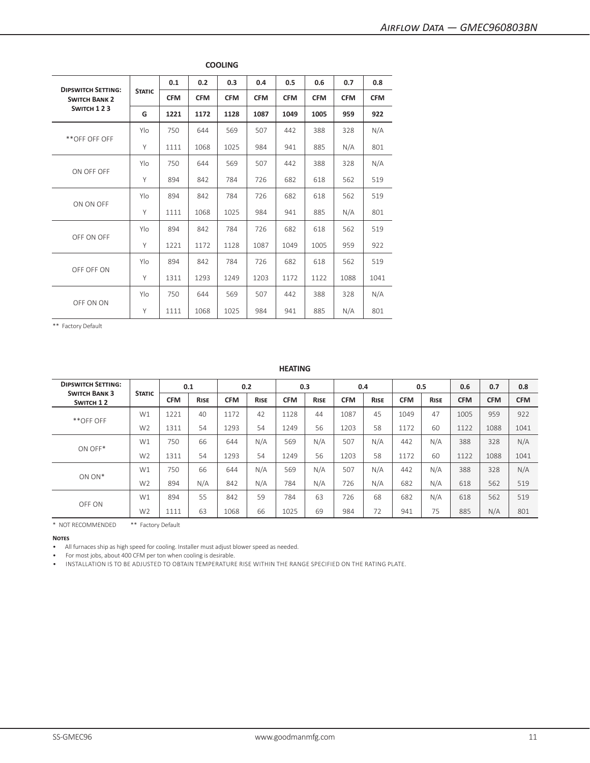## Airflow Data — GMEC960803BN

### COOLING

| Dipswitch Setting: Switch Bank 2 Switch 1 2 3 | Static | 0.1 | 0.2 | 0.3 | 0.4 | 0.5 | 0.6 | 0.7 | 0.8 |
|---|---|---|---|---|---|---|---|---|---|
| | | CFM | CFM | CFM | CFM | CFM | CFM | CFM | CFM |
| | G | 1221 | 1172 | 1128 | 1087 | 1049 | 1005 | 959 | 922 |
| **OFF OFF OFF | Ylo | 750 | 644 | 569 | 507 | 442 | 388 | 328 | N/A |
| | Y | 1111 | 1068 | 1025 | 984 | 941 | 885 | N/A | 801 |
| ON OFF OFF | Ylo | 750 | 644 | 569 | 507 | 442 | 388 | 328 | N/A |
| | Y | 894 | 842 | 784 | 726 | 682 | 618 | 562 | 519 |
| ON ON OFF | Ylo | 894 | 842 | 784 | 726 | 682 | 618 | 562 | 519 |
| | Y | 1111 | 1068 | 1025 | 984 | 941 | 885 | N/A | 801 |
| OFF ON OFF | Ylo | 894 | 842 | 784 | 726 | 682 | 618 | 562 | 519 |
| | Y | 1221 | 1172 | 1128 | 1087 | 1049 | 1005 | 959 | 922 |
| OFF OFF ON | Ylo | 894 | 842 | 784 | 726 | 682 | 618 | 562 | 519 |
| | Y | 1311 | 1293 | 1249 | 1203 | 1172 | 1122 | 1088 | 1041 |
| OFF ON ON | Ylo | 750 | 644 | 569 | 507 | 442 | 388 | 328 | N/A |
| | Y | 1111 | 1068 | 1025 | 984 | 941 | 885 | N/A | 801 |

** Factory Default

### HEATING

| Dipswitch Setting: Switch Bank 3 Switch 1 2 | Static | 0.1 | | 0.2 | | 0.3 | | 0.4 | | 0.5 | | 0.6 | 0.7 | 0.8 |
|---|---|---|---|---|---|---|---|---|---|---|---|---|---|---|
| | | CFM | Rise | CFM | Rise | CFM | Rise | CFM | Rise | CFM | Rise | CFM | CFM | CFM |
| **OFF OFF | W1 | 1221 | 40 | 1172 | 42 | 1128 | 44 | 1087 | 45 | 1049 | 47 | 1005 | 959 | 922 |
| | W2 | 1311 | 54 | 1293 | 54 | 1249 | 56 | 1203 | 58 | 1172 | 60 | 1122 | 1088 | 1041 |
| ON OFF* | W1 | 750 | 66 | 644 | N/A | 569 | N/A | 507 | N/A | 442 | N/A | 388 | 328 | N/A |
| | W2 | 1311 | 54 | 1293 | 54 | 1249 | 56 | 1203 | 58 | 1172 | 60 | 1122 | 1088 | 1041 |
| ON ON* | W1 | 750 | 66 | 644 | N/A | 569 | N/A | 507 | N/A | 442 | N/A | 388 | 328 | N/A |
| | W2 | 894 | N/A | 842 | N/A | 784 | N/A | 726 | N/A | 682 | N/A | 618 | 562 | 519 |
| OFF ON | W1 | 894 | 55 | 842 | 59 | 784 | 63 | 726 | 68 | 682 | N/A | 618 | 562 | 519 |
| | W2 | 1111 | 63 | 1068 | 66 | 1025 | 69 | 984 | 72 | 941 | 75 | 885 | N/A | 801 |

* NOT RECOMMENDED ** Factory Default

**Notes**

- All furnaces ship as high speed for cooling. Installer must adjust blower speed as needed.
- For most jobs, about 400 CFM per ton when cooling is desirable.
- INSTALLATION IS TO BE ADJUSTED TO OBTAIN TEMPERATURE RISE WITHIN THE RANGE SPECIFIED ON THE RATING PLATE.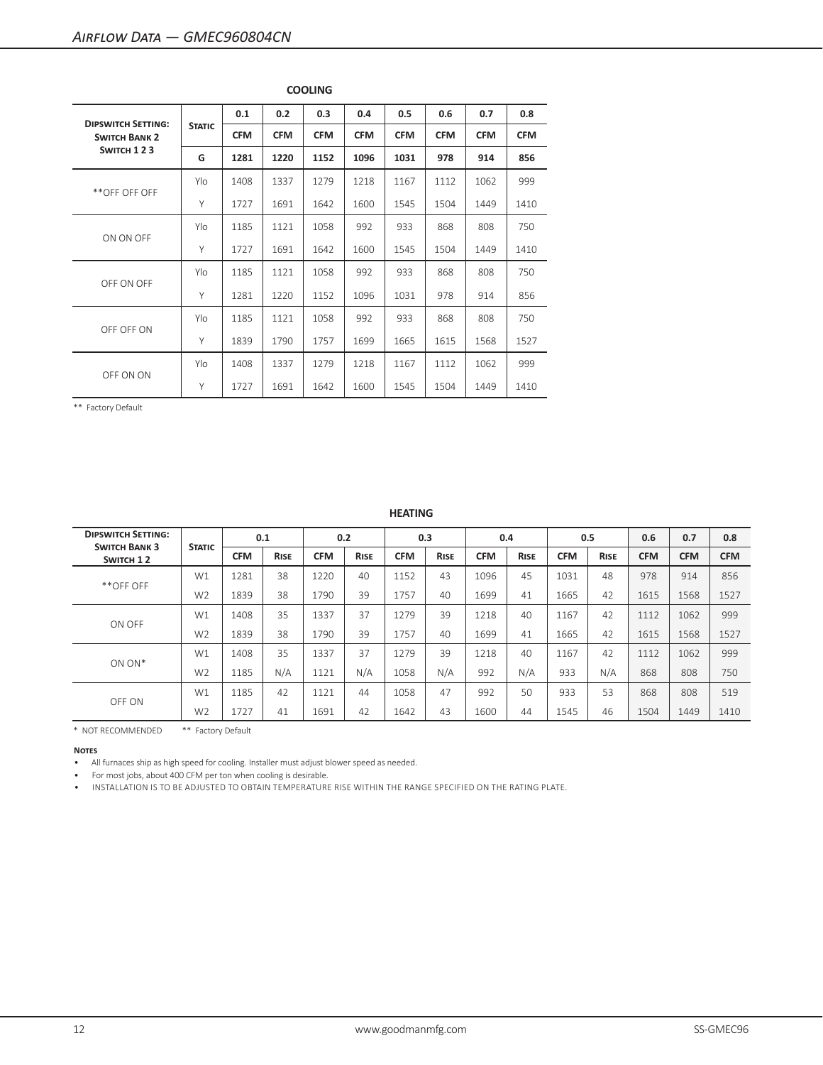## Airflow Data — GMEC960804CN

**COOLING**

| Dipswitch Setting: Switch Bank 2 Switch 1 2 3 | Static | 0.1 | 0.2 | 0.3 | 0.4 | 0.5 | 0.6 | 0.7 | 0.8 |
|---|---|---|---|---|---|---|---|---|---|
| | | CFM | CFM | CFM | CFM | CFM | CFM | CFM | CFM |
| | **G** | **1281** | **1220** | **1152** | **1096** | **1031** | **978** | **914** | **856** |
| **OFF OFF OFF | Ylo | 1408 | 1337 | 1279 | 1218 | 1167 | 1112 | 1062 | 999 |
| | Y | 1727 | 1691 | 1642 | 1600 | 1545 | 1504 | 1449 | 1410 |
| ON ON OFF | Ylo | 1185 | 1121 | 1058 | 992 | 933 | 868 | 808 | 750 |
| | Y | 1727 | 1691 | 1642 | 1600 | 1545 | 1504 | 1449 | 1410 |
| OFF ON OFF | Ylo | 1185 | 1121 | 1058 | 992 | 933 | 868 | 808 | 750 |
| | Y | 1281 | 1220 | 1152 | 1096 | 1031 | 978 | 914 | 856 |
| OFF OFF ON | Ylo | 1185 | 1121 | 1058 | 992 | 933 | 868 | 808 | 750 |
| | Y | 1839 | 1790 | 1757 | 1699 | 1665 | 1615 | 1568 | 1527 |
| OFF ON ON | Ylo | 1408 | 1337 | 1279 | 1218 | 1167 | 1112 | 1062 | 999 |
| | Y | 1727 | 1691 | 1642 | 1600 | 1545 | 1504 | 1449 | 1410 |

** Factory Default

**HEATING**

| Dipswitch Setting: Switch Bank 3 Switch 1 2 | Static | 0.1 | | 0.2 | | 0.3 | | 0.4 | | 0.5 | | 0.6 | 0.7 | 0.8 |
|---|---|---|---|---|---|---|---|---|---|---|---|---|---|---|
| | | CFM | Rise | CFM | Rise | CFM | Rise | CFM | Rise | CFM | Rise | CFM | CFM | CFM |
| **OFF OFF | W1 | 1281 | 38 | 1220 | 40 | 1152 | 43 | 1096 | 45 | 1031 | 48 | 978 | 914 | 856 |
| | W2 | 1839 | 38 | 1790 | 39 | 1757 | 40 | 1699 | 41 | 1665 | 42 | 1615 | 1568 | 1527 |
| ON OFF | W1 | 1408 | 35 | 1337 | 37 | 1279 | 39 | 1218 | 40 | 1167 | 42 | 1112 | 1062 | 999 |
| | W2 | 1839 | 38 | 1790 | 39 | 1757 | 40 | 1699 | 41 | 1665 | 42 | 1615 | 1568 | 1527 |
| ON ON* | W1 | 1408 | 35 | 1337 | 37 | 1279 | 39 | 1218 | 40 | 1167 | 42 | 1112 | 1062 | 999 |
| | W2 | 1185 | N/A | 1121 | N/A | 1058 | N/A | 992 | N/A | 933 | N/A | 868 | 808 | 750 |
| OFF ON | W1 | 1185 | 42 | 1121 | 44 | 1058 | 47 | 992 | 50 | 933 | 53 | 868 | 808 | 519 |
| | W2 | 1727 | 41 | 1691 | 42 | 1642 | 43 | 1600 | 44 | 1545 | 46 | 1504 | 1449 | 1410 |

\* NOT RECOMMENDED &nbsp;&nbsp;&nbsp; ** Factory Default

**Notes**

- All furnaces ship as high speed for cooling. Installer must adjust blower speed as needed.
- For most jobs, about 400 CFM per ton when cooling is desirable.
- INSTALLATION IS TO BE ADJUSTED TO OBTAIN TEMPERATURE RISE WITHIN THE RANGE SPECIFIED ON THE RATING PLATE.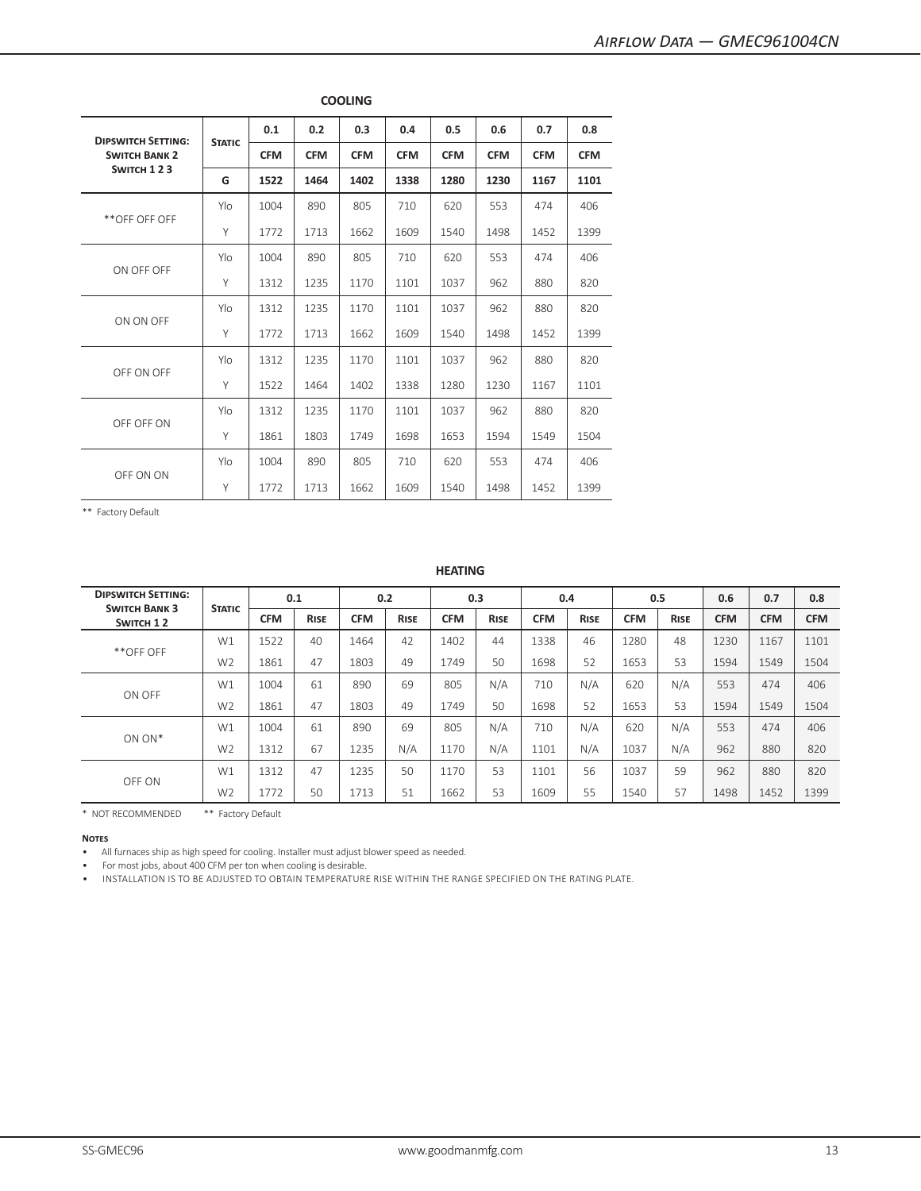## Airflow Data — GMEC961004CN

**COOLING**

| Dipswitch Setting: Switch Bank 2 Switch 1 2 3 | Static | 0.1 | 0.2 | 0.3 | 0.4 | 0.5 | 0.6 | 0.7 | 0.8 |
|---|---|---|---|---|---|---|---|---|---|
| | | **CFM** | **CFM** | **CFM** | **CFM** | **CFM** | **CFM** | **CFM** | **CFM** |
| | **G** | **1522** | **1464** | **1402** | **1338** | **1280** | **1230** | **1167** | **1101** |
| **OFF OFF OFF | Ylo | 1004 | 890 | 805 | 710 | 620 | 553 | 474 | 406 |
| | Y | 1772 | 1713 | 1662 | 1609 | 1540 | 1498 | 1452 | 1399 |
| ON OFF OFF | Ylo | 1004 | 890 | 805 | 710 | 620 | 553 | 474 | 406 |
| | Y | 1312 | 1235 | 1170 | 1101 | 1037 | 962 | 880 | 820 |
| ON ON OFF | Ylo | 1312 | 1235 | 1170 | 1101 | 1037 | 962 | 880 | 820 |
| | Y | 1772 | 1713 | 1662 | 1609 | 1540 | 1498 | 1452 | 1399 |
| OFF ON OFF | Ylo | 1312 | 1235 | 1170 | 1101 | 1037 | 962 | 880 | 820 |
| | Y | 1522 | 1464 | 1402 | 1338 | 1280 | 1230 | 1167 | 1101 |
| OFF OFF ON | Ylo | 1312 | 1235 | 1170 | 1101 | 1037 | 962 | 880 | 820 |
| | Y | 1861 | 1803 | 1749 | 1698 | 1653 | 1594 | 1549 | 1504 |
| OFF ON ON | Ylo | 1004 | 890 | 805 | 710 | 620 | 553 | 474 | 406 |
| | Y | 1772 | 1713 | 1662 | 1609 | 1540 | 1498 | 1452 | 1399 |

** Factory Default

**HEATING**

| Dipswitch Setting: Switch Bank 3 Switch 1 2 | Static | 0.1 | | 0.2 | | 0.3 | | 0.4 | | 0.5 | | 0.6 | 0.7 | 0.8 |
|---|---|---|---|---|---|---|---|---|---|---|---|---|---|---|
| | | **CFM** | **Rise** | **CFM** | **Rise** | **CFM** | **Rise** | **CFM** | **Rise** | **CFM** | **Rise** | **CFM** | **CFM** | **CFM** |
| **OFF OFF | W1 | 1522 | 40 | 1464 | 42 | 1402 | 44 | 1338 | 46 | 1280 | 48 | 1230 | 1167 | 1101 |
| | W2 | 1861 | 47 | 1803 | 49 | 1749 | 50 | 1698 | 52 | 1653 | 53 | 1594 | 1549 | 1504 |
| ON OFF | W1 | 1004 | 61 | 890 | 69 | 805 | N/A | 710 | N/A | 620 | N/A | 553 | 474 | 406 |
| | W2 | 1861 | 47 | 1803 | 49 | 1749 | 50 | 1698 | 52 | 1653 | 53 | 1594 | 1549 | 1504 |
| ON ON* | W1 | 1004 | 61 | 890 | 69 | 805 | N/A | 710 | N/A | 620 | N/A | 553 | 474 | 406 |
| | W2 | 1312 | 67 | 1235 | N/A | 1170 | N/A | 1101 | N/A | 1037 | N/A | 962 | 880 | 820 |
| OFF ON | W1 | 1312 | 47 | 1235 | 50 | 1170 | 53 | 1101 | 56 | 1037 | 59 | 962 | 880 | 820 |
| | W2 | 1772 | 50 | 1713 | 51 | 1662 | 53 | 1609 | 55 | 1540 | 57 | 1498 | 1452 | 1399 |

* NOT RECOMMENDED ** Factory Default

**Notes**

- All furnaces ship as high speed for cooling. Installer must adjust blower speed as needed.
- For most jobs, about 400 CFM per ton when cooling is desirable.
- INSTALLATION IS TO BE ADJUSTED TO OBTAIN TEMPERATURE RISE WITHIN THE RANGE SPECIFIED ON THE RATING PLATE.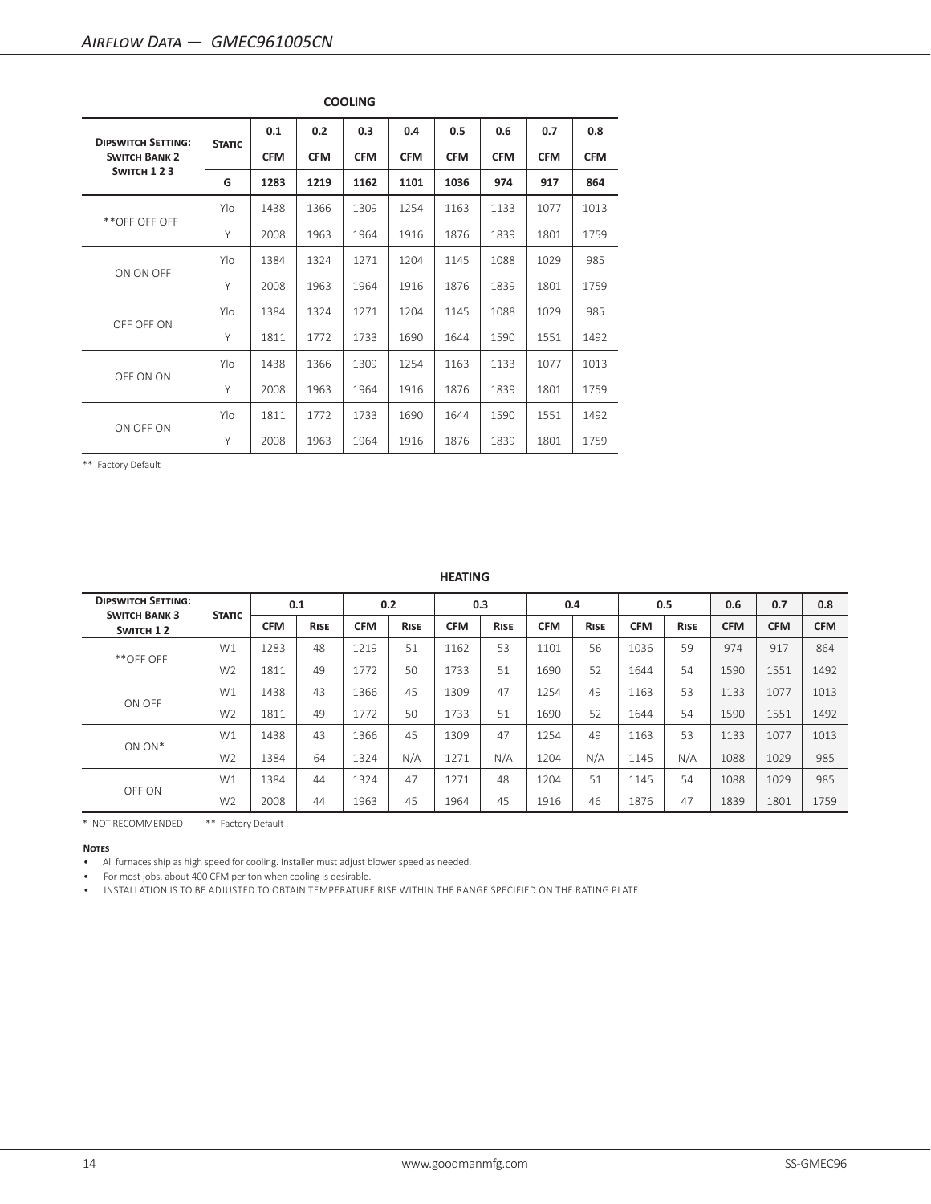## *Airflow Data — GMEC961005CN*

**COOLING**

| Dipswitch Setting: Switch Bank 2 Switch 1 2 3 | Static | 0.1 | 0.2 | 0.3 | 0.4 | 0.5 | 0.6 | 0.7 | 0.8 |
|---|---|---|---|---|---|---|---|---|---|
| | | CFM | CFM | CFM | CFM | CFM | CFM | CFM | CFM |
| | G | 1283 | 1219 | 1162 | 1101 | 1036 | 974 | 917 | 864 |
| **OFF OFF OFF | Ylo | 1438 | 1366 | 1309 | 1254 | 1163 | 1133 | 1077 | 1013 |
| | Y | 2008 | 1963 | 1964 | 1916 | 1876 | 1839 | 1801 | 1759 |
| ON ON OFF | Ylo | 1384 | 1324 | 1271 | 1204 | 1145 | 1088 | 1029 | 985 |
| | Y | 2008 | 1963 | 1964 | 1916 | 1876 | 1839 | 1801 | 1759 |
| OFF OFF ON | Ylo | 1384 | 1324 | 1271 | 1204 | 1145 | 1088 | 1029 | 985 |
| | Y | 1811 | 1772 | 1733 | 1690 | 1644 | 1590 | 1551 | 1492 |
| OFF ON ON | Ylo | 1438 | 1366 | 1309 | 1254 | 1163 | 1133 | 1077 | 1013 |
| | Y | 2008 | 1963 | 1964 | 1916 | 1876 | 1839 | 1801 | 1759 |
| ON OFF ON | Ylo | 1811 | 1772 | 1733 | 1690 | 1644 | 1590 | 1551 | 1492 |
| | Y | 2008 | 1963 | 1964 | 1916 | 1876 | 1839 | 1801 | 1759 |

** Factory Default

**HEATING**

| Dipswitch Setting: Switch Bank 3 Switch 1 2 | Static | 0.1 | | 0.2 | | 0.3 | | 0.4 | | 0.5 | | 0.6 | 0.7 | 0.8 |
|---|---|---|---|---|---|---|---|---|---|---|---|---|---|---|
| | | CFM | Rise | CFM | Rise | CFM | Rise | CFM | Rise | CFM | Rise | CFM | CFM | CFM |
| **OFF OFF | W1 | 1283 | 48 | 1219 | 51 | 1162 | 53 | 1101 | 56 | 1036 | 59 | 974 | 917 | 864 |
| | W2 | 1811 | 49 | 1772 | 50 | 1733 | 51 | 1690 | 52 | 1644 | 54 | 1590 | 1551 | 1492 |
| ON OFF | W1 | 1438 | 43 | 1366 | 45 | 1309 | 47 | 1254 | 49 | 1163 | 53 | 1133 | 1077 | 1013 |
| | W2 | 1811 | 49 | 1772 | 50 | 1733 | 51 | 1690 | 52 | 1644 | 54 | 1590 | 1551 | 1492 |
| ON ON* | W1 | 1438 | 43 | 1366 | 45 | 1309 | 47 | 1254 | 49 | 1163 | 53 | 1133 | 1077 | 1013 |
| | W2 | 1384 | 64 | 1324 | N/A | 1271 | N/A | 1204 | N/A | 1145 | N/A | 1088 | 1029 | 985 |
| OFF ON | W1 | 1384 | 44 | 1324 | 47 | 1271 | 48 | 1204 | 51 | 1145 | 54 | 1088 | 1029 | 985 |
| | W2 | 2008 | 44 | 1963 | 45 | 1964 | 45 | 1916 | 46 | 1876 | 47 | 1839 | 1801 | 1759 |

\* NOT RECOMMENDED ** Factory Default

**Notes**

- All furnaces ship as high speed for cooling. Installer must adjust blower speed as needed.
- For most jobs, about 400 CFM per ton when cooling is desirable.
- INSTALLATION IS TO BE ADJUSTED TO OBTAIN TEMPERATURE RISE WITHIN THE RANGE SPECIFIED ON THE RATING PLATE.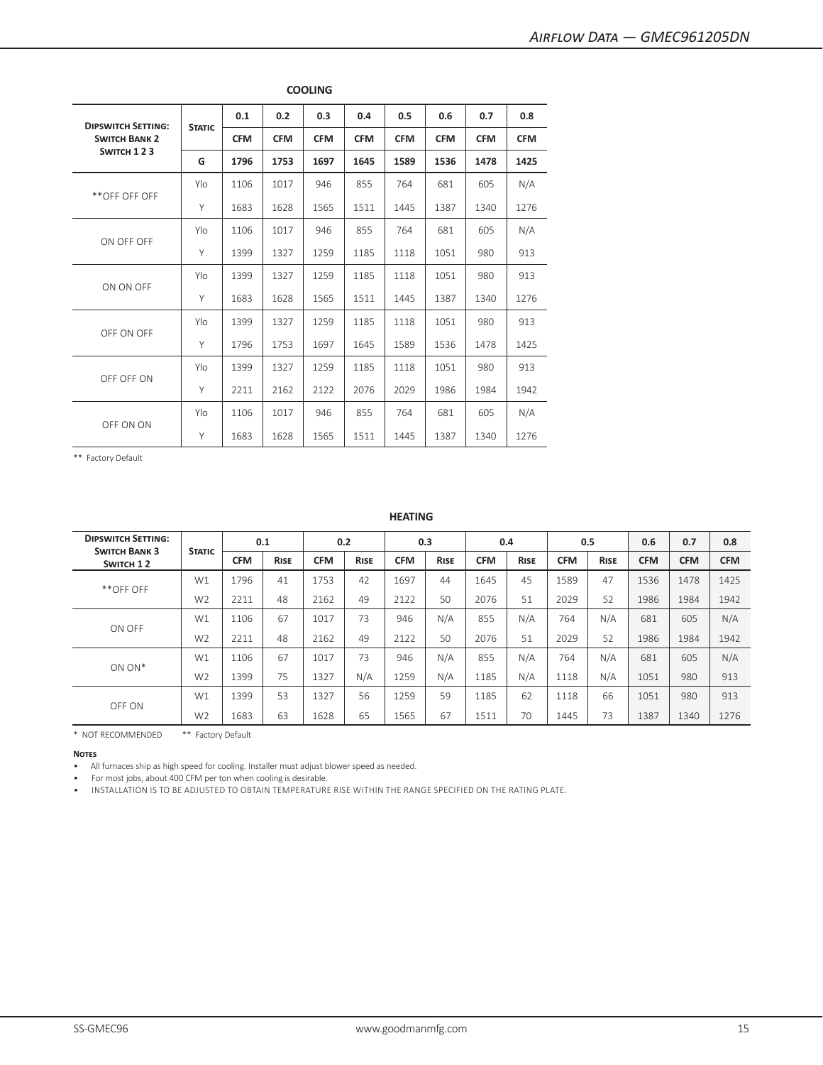## COOLING

| Dipswitch Setting: Switch Bank 2 Switch 1 2 3 | Static | 0.1 | 0.2 | 0.3 | 0.4 | 0.5 | 0.6 | 0.7 | 0.8 |
|---|---|---|---|---|---|---|---|---|---|
| | | **CFM** | **CFM** | **CFM** | **CFM** | **CFM** | **CFM** | **CFM** | **CFM** |
| | **G** | **1796** | **1753** | **1697** | **1645** | **1589** | **1536** | **1478** | **1425** |
| **OFF OFF OFF | Ylo | 1106 | 1017 | 946 | 855 | 764 | 681 | 605 | N/A |
| | Y | 1683 | 1628 | 1565 | 1511 | 1445 | 1387 | 1340 | 1276 |
| ON OFF OFF | Ylo | 1106 | 1017 | 946 | 855 | 764 | 681 | 605 | N/A |
| | Y | 1399 | 1327 | 1259 | 1185 | 1118 | 1051 | 980 | 913 |
| ON ON OFF | Ylo | 1399 | 1327 | 1259 | 1185 | 1118 | 1051 | 980 | 913 |
| | Y | 1683 | 1628 | 1565 | 1511 | 1445 | 1387 | 1340 | 1276 |
| OFF ON OFF | Ylo | 1399 | 1327 | 1259 | 1185 | 1118 | 1051 | 980 | 913 |
| | Y | 1796 | 1753 | 1697 | 1645 | 1589 | 1536 | 1478 | 1425 |
| OFF OFF ON | Ylo | 1399 | 1327 | 1259 | 1185 | 1118 | 1051 | 980 | 913 |
| | Y | 2211 | 2162 | 2122 | 2076 | 2029 | 1986 | 1984 | 1942 |
| OFF ON ON | Ylo | 1106 | 1017 | 946 | 855 | 764 | 681 | 605 | N/A |
| | Y | 1683 | 1628 | 1565 | 1511 | 1445 | 1387 | 1340 | 1276 |

** Factory Default

## HEATING

| Dipswitch Setting: Switch Bank 3 Switch 1 2 | Static | 0.1 | | 0.2 | | 0.3 | | 0.4 | | 0.5 | | 0.6 | 0.7 | 0.8 |
|---|---|---|---|---|---|---|---|---|---|---|---|---|---|---|
| | | CFM | Rise | CFM | Rise | CFM | Rise | CFM | Rise | CFM | Rise | CFM | CFM | CFM |
| **OFF OFF | W1 | 1796 | 41 | 1753 | 42 | 1697 | 44 | 1645 | 45 | 1589 | 47 | 1536 | 1478 | 1425 |
| | W2 | 2211 | 48 | 2162 | 49 | 2122 | 50 | 2076 | 51 | 2029 | 52 | 1986 | 1984 | 1942 |
| ON OFF | W1 | 1106 | 67 | 1017 | 73 | 946 | N/A | 855 | N/A | 764 | N/A | 681 | 605 | N/A |
| | W2 | 2211 | 48 | 2162 | 49 | 2122 | 50 | 2076 | 51 | 2029 | 52 | 1986 | 1984 | 1942 |
| ON ON* | W1 | 1106 | 67 | 1017 | 73 | 946 | N/A | 855 | N/A | 764 | N/A | 681 | 605 | N/A |
| | W2 | 1399 | 75 | 1327 | N/A | 1259 | N/A | 1185 | N/A | 1118 | N/A | 1051 | 980 | 913 |
| OFF ON | W1 | 1399 | 53 | 1327 | 56 | 1259 | 59 | 1185 | 62 | 1118 | 66 | 1051 | 980 | 913 |
| | W2 | 1683 | 63 | 1628 | 65 | 1565 | 67 | 1511 | 70 | 1445 | 73 | 1387 | 1340 | 1276 |

* NOT RECOMMENDED ** Factory Default

**Notes**

- All furnaces ship as high speed for cooling. Installer must adjust blower speed as needed.
- For most jobs, about 400 CFM per ton when cooling is desirable.
- INSTALLATION IS TO BE ADJUSTED TO OBTAIN TEMPERATURE RISE WITHIN THE RANGE SPECIFIED ON THE RATING PLATE.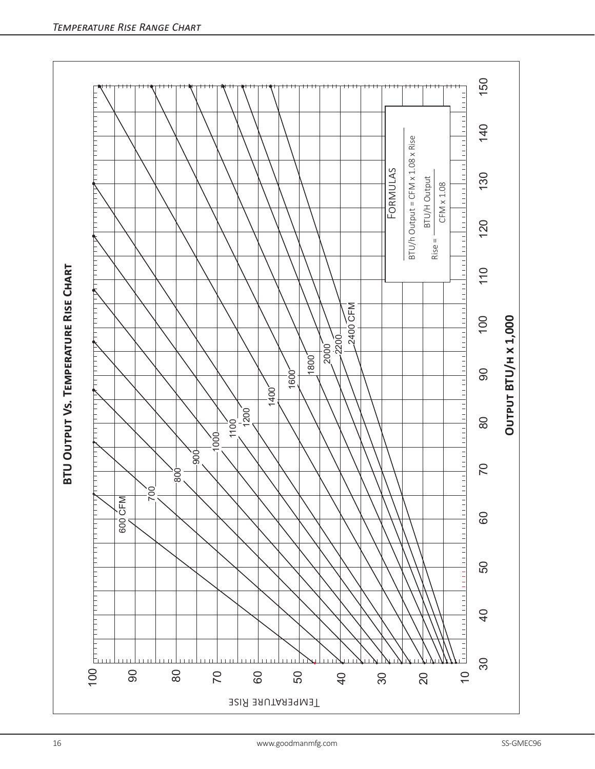## *Temperature Rise Range Chart*

### BTU Output Vs. Temperature Rise Chart

**Formulas**

BTU/h Output = CFM x 1.08 x Rise

$$\text{Rise} = \frac{\text{BTU/H Output}}{\text{CFM} \times 1.08}$$

Temperature Rise (10–100)

**Output BTU/h x 1,000** (30–150)

CFM lines: 600 CFM, 700, 800, 900, 1000, 1100, 1200, 1400, 1600, 1800, 2000, 2200, 2400 CFM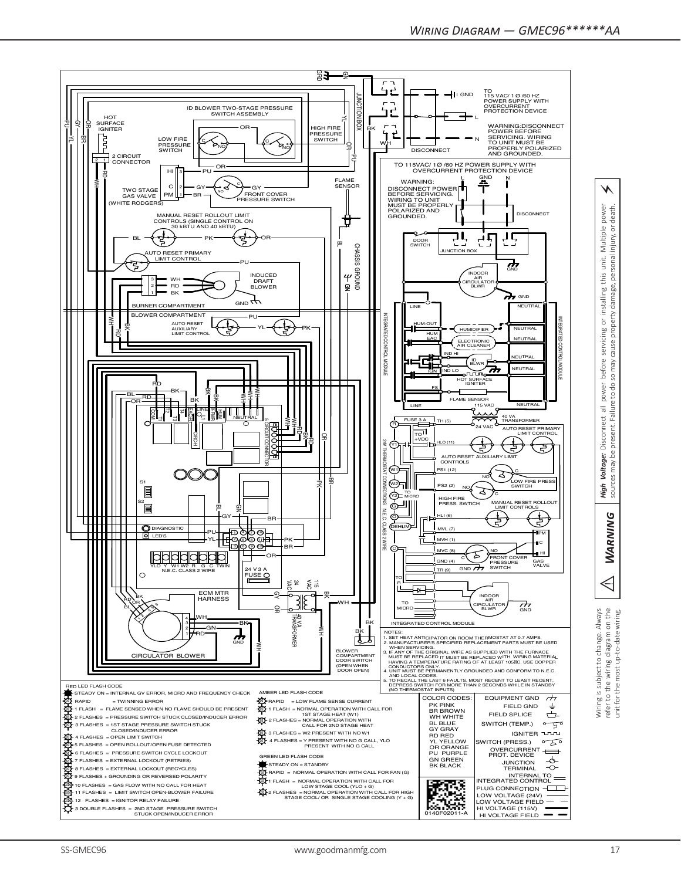# Wiring Diagram — GMEC96******AA

RED LED FLASH CODE

- STEADY ON = INTERNAL GV ERROR, MICRO AND FREQUENCY CHECK
- RAPID = TWINNING ERROR
- 1 FLASH = FLAME SENSED WHEN NO FLAME SHOULD BE PRESENT
- 2 FLASHES = PRESSURE SWITCH STUCK CLOSED/INDUCER ERROR
- 3 FLASHES = 1ST STAGE PRESSURE SWITCH STUCK CLOSED/INDUCER ERROR
- 4 FLASHES = OPEN LIMIT SWITCH
- 5 FLASHES = OPEN ROLLOUT/OPEN FUSE DETECTED
- 6 FLASHES = PRESSURE SWITCH CYCLE LOCKOUT
- 7 FLASHES = EXTERNAL LOCKOUT (RETRIES)
- 8 FLASHES = EXTERNAL LOCKOUT (RECYCLES)
- 9 FLASHES = GROUNDING OR REVERSED POLARITY
- 10 FLASHES = GAS FLOW WITH NO CALL FOR HEAT
- 11 FLASHES = LIMIT SWITCH OPEN-BLOWER FAILURE
- 12 FLASHES = IGNITOR RELAY FAILURE
- 3 DOUBLE FLASHES = 2ND STAGE PRESSURE SWITCH STUCK OPEN/INDUCER ERROR

AMBER LED FLASH CODE

- RAPID = LOW FLAME SENSE CURRENT
- 1 FLASH = NORMAL OPERATION WITH CALL FOR 1ST STAGE HEAT (W1)
- 2 FLASHES = NORMAL OPERATION WITH CALL FOR 2ND STAGE HEAT
- 3 FLASHES = W2 PRESENT WITH NO W1
- 4 FLASHES = Y PRESENT WITH NO G CALL, YLO PRESENT WITH NO G CALL

GREEN LED FLASH CODE

- STEADY ON = STANDBY
- RAPID = NORMAL OPERATION WITH CALL FOR FAN (G)
- 1 FLASH = NORMAL OPERATION WITH CALL FOR LOW STAGE COOL (YLO + G)
- 2 FLASHES = NORMAL OPERATION WITH CALL FOR HIGH STAGE COOL/ OR SINGLE STAGE COOLING (Y + G)

NOTES:

1. SET HEAT ANTICIPATOR ON ROOM THERMOSTAT AT 0.7 AMPS.
2. MANUFACTURER'S SPECIFIED REPLACEMENT PARTS MUST BE USED WHEN SERVICING.
3. IF ANY OF THE ORIGINAL WIRE AS SUPPLIED WITH THE FURNACE MUST BE REPLACED IT MUST BE REPLACED WITH WIRING MATERIAL HAVING A TEMPERATURE RATING OF AT LEAST 105°C. USE COPPER CONDUCTORS ONLY.
4. UNIT MUST BE PERMANENTLY GROUNDED AND CONFORM TO N.E.C. AND LOCAL CODES.
5. TO RECALL THE LAST 6 FAULTS, MOST RECENT TO LEAST RECENT, DEPRESS SWITCH FOR MORE THAN 2 SECONDS WHILE IN STANDBY (NO THERMOSTAT INPUTS)

| COLOR CODES: | |
|---|---|
| PK | PINK |
| BR | BROWN |
| WH | WHITE |
| BL | BLUE |
| GY | GRAY |
| RD | RED |
| YL | YELLOW |
| OR | ORANGE |
| PU | PURPLE |
| GN | GREEN |
| BK | BLACK |

EQUIPMENT GND, FIELD GND, FIELD SPLICE, SWITCH (TEMP.), IGNITER, SWITCH (PRESS.), OVERCURRENT PROT. DEVICE, JUNCTION, TERMINAL, INTERNAL TO INTEGRATED CONTROL, PLUG CONNECTION, LOW VOLTAGE (24V), LOW VOLTAGE FIELD, HI VOLTAGE (115V), HI VOLTAGE FIELD

0140F02011-A

**WARNING** — *High Voltage:* Disconnect all power before servicing or installing this unit. Multiple power sources may be present. Failure to do so may cause property damage, personal injury, or death.

Wiring is subject to change. Always refer to the wiring diagram on the unit for the most up-to-date wiring.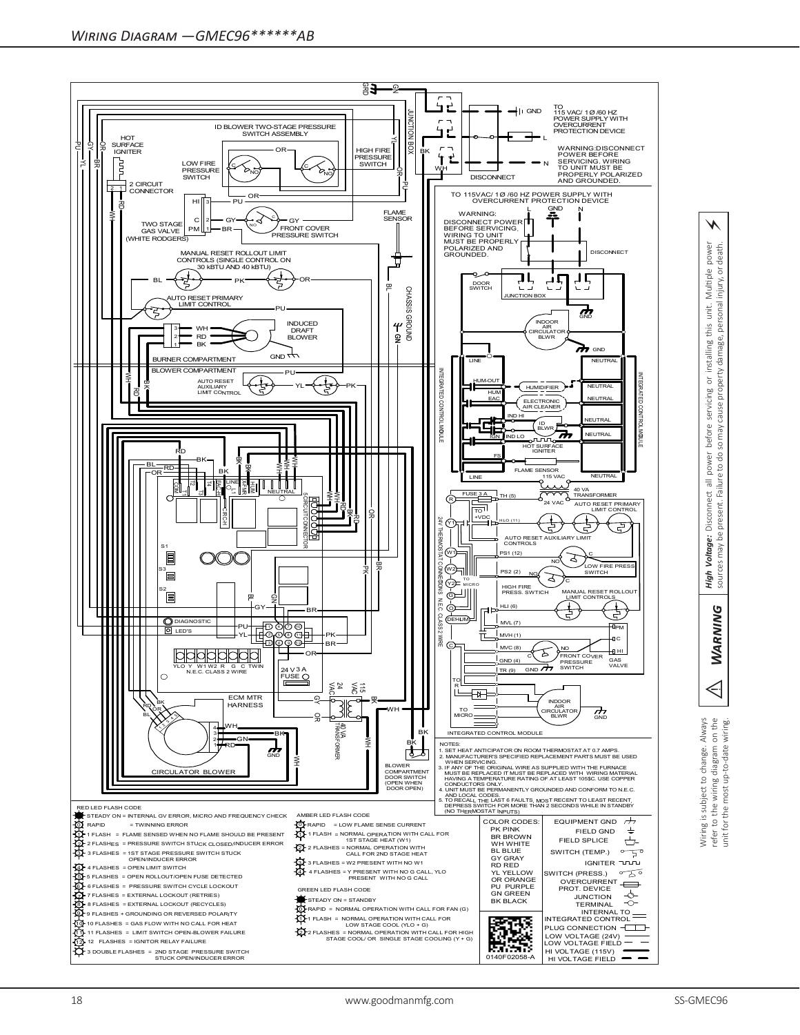# Wiring Diagram — GMEC96******AB

RED LED FLASH CODE

- STEADY ON = INTERNAL GV ERROR, MICRO AND FREQUENCY CHECK
- RAPID = TWINNING ERROR
- 1 FLASH = FLAME SENSED WHEN NO FLAME SHOULD BE PRESENT
- 2 FLASHES = PRESSURE SWITCH STUCK CLOSED/INDUCER ERROR
- 3 FLASHES = 1ST STAGE PRESSURE SWITCH STUCK OPEN/INDUCER ERROR
- 4 FLASHES = OPEN LIMIT SWITCH
- 5 FLASHES = OPEN ROLLOUT/OPEN FUSE DETECTED
- 6 FLASHES = PRESSURE SWITCH CYCLE LOCKOUT
- 7 FLASHES = EXTERNAL LOCKOUT (RETRIES)
- 8 FLASHES = EXTERNAL LOCKOUT (RECYCLES)
- 9 FLASHES + GROUNDING OR REVERSED POLARITY
- 10 FLASHES = GAS FLOW WITH NO CALL FOR HEAT
- 11 FLASHES = LIMIT SWITCH OPEN-BLOWER FAILURE
- 12 FLASHES = IGNITOR RELAY FAILURE
- 3 DOUBLE FLASHES = 2ND STAGE PRESSURE SWITCH STUCK OPEN/INDUCER ERROR

AMBER LED FLASH CODE

- RAPID = LOW FLAME SENSE CURRENT
- 1 FLASH = NORMAL OPERATION WITH CALL FOR 1ST STAGE HEAT (W1)
- 2 FLASHES = NORMAL OPERATION WITH CALL FOR 2ND STAGE HEAT
- 3 FLASHES = W2 PRESENT WITH NO W1
- 4 FLASHES = Y PRESENT WITH NO G CALL, YLO PRESENT WITH NO G CALL

GREEN LED FLASH CODE

- STEADY ON = STANDBY
- RAPID = NORMAL OPERATION WITH CALL FOR FAN (G)
- 1 FLASH = NORMAL OPERATION WITH CALL FOR LOW STAGE COOL (YLO + G)
- 2 FLASHES = NORMAL OPERATION WITH CALL FOR HIGH STAGE COOL/ OR SINGLE STAGE COOLING (Y + G)

NOTES:

1. SET HEAT ANTICIPATOR ON ROOM THERMOSTAT AT 0.7 AMPS.
2. MANUFACTURER'S SPECIFIED REPLACEMENT PARTS MUST BE USED WHEN SERVICING.
3. IF ANY OF THE ORIGINAL WIRE AS SUPPLIED WITH THE FURNACE MUST BE REPLACED IT MUST BE REPLACED WITH WIRING MATERIAL HAVING A TEMPERATURE RATING OF AT LEAST 105ºC. USE COPPER CONDUCTORS ONLY.
4. UNIT MUST BE PERMANENTLY GROUNDED AND CONFORM TO N.E.C. AND LOCAL CODES.
5. TO RECALL THE LAST 6 FAULTS, MOST RECENT TO LEAST RECENT, DEPRESS SWITCH FOR MORE THAN 2 SECONDS WHILE IN STANDBY (NO THERMOSTAT INPUTS)

COLOR CODES:

- PK PINK
- BR BROWN
- WH WHITE
- BL BLUE
- GY GRAY
- RD RED
- YL YELLOW
- OR ORANGE
- PU PURPLE
- GN GREEN
- BK BLACK

EQUIPMENT GND, FIELD GND, FIELD SPLICE, SWITCH (TEMP.), IGNITER, SWITCH (PRESS.), OVERCURRENT PROT. DEVICE, JUNCTION, TERMINAL, INTERNAL TO INTEGRATED CONTROL, PLUG CONNECTION, LOW VOLTAGE (24V), LOW VOLTAGE FIELD, HI VOLTAGE (115V), HI VOLTAGE FIELD

0140F02058-A

WARNING: DISCONNECT POWER BEFORE SERVICING. WIRING TO UNIT MUST BE PROPERLY POLARIZED AND GROUNDED.

**⚠ WARNING** — ***High Voltage:*** Disconnect all power before servicing or installing this unit. Multiple power sources may be present. Failure to do so may cause property damage, personal injury, or death.

Wiring is subject to change. Always refer to the wiring diagram on the unit for the most up-to-date wiring.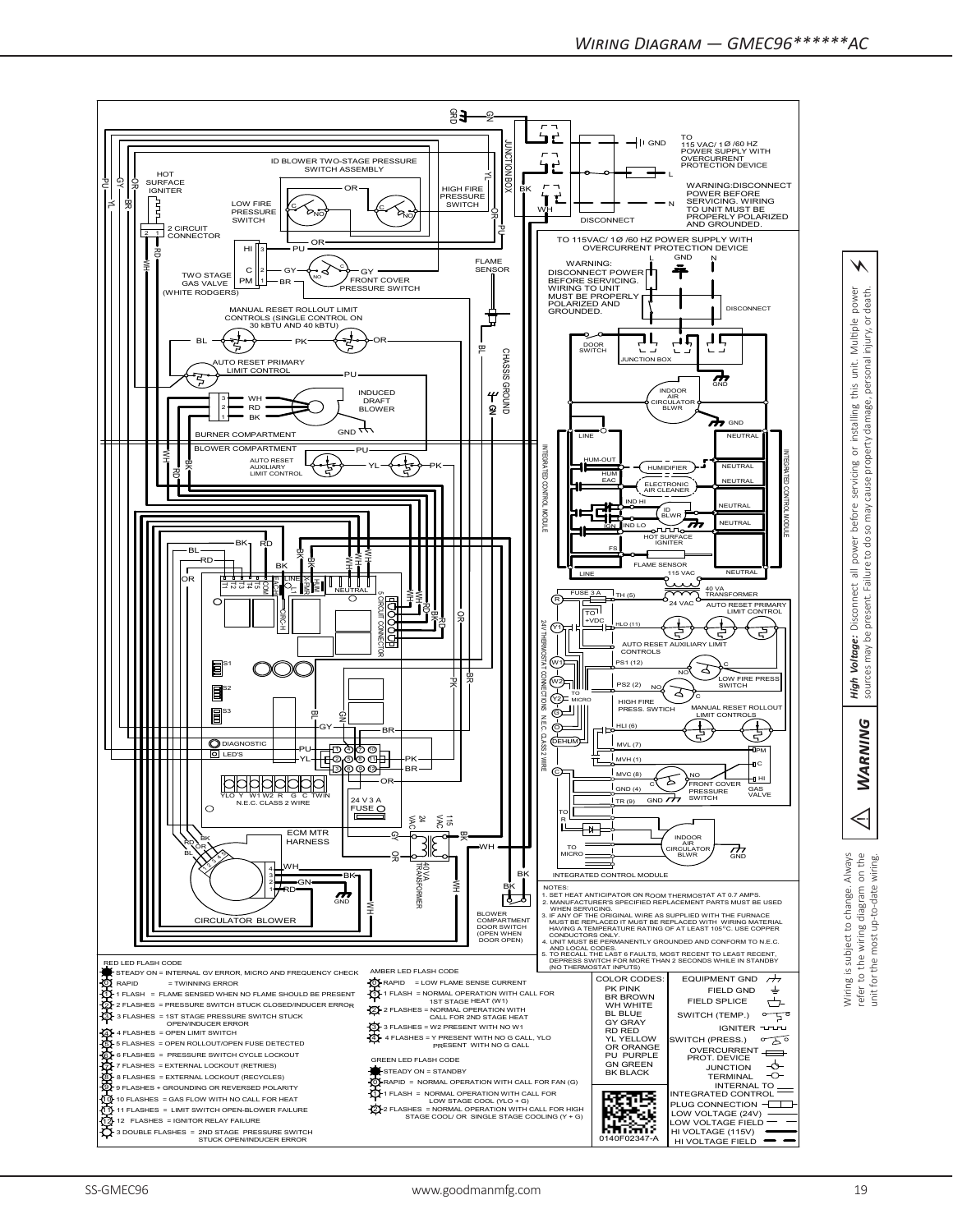## Wiring Diagram — GMEC96******AC

**NOTES:**

1. SET HEAT ANTICIPATOR ON ROOM THERMOSTAT AT 0.7 AMPS.
2. MANUFACTURER'S SPECIFIED REPLACEMENT PARTS MUST BE USED WHEN SERVICING.
3. IF ANY OF THE ORIGINAL WIRE AS SUPPLIED WITH THE FURNACE MUST BE REPLACED IT MUST BE REPLACED WITH WIRING MATERIAL HAVING A TEMPERATURE RATING OF AT LEAST 105°C. USE COPPER CONDUCTORS ONLY.
4. UNIT MUST BE PERMANENTLY GROUNDED AND CONFORM TO N.E.C. AND LOCAL CODES.
5. TO RECALL THE LAST 6 FAULTS, MOST RECENT TO LEAST RECENT, DEPRESS SWITCH FOR MORE THAN 2 SECONDS WHILE IN STANDBY (NO THERMOSTAT INPUTS)

**RED LED FLASH CODE**

- STEADY ON = INTERNAL GV ERROR, MICRO AND FREQUENCY CHECK
- RAPID = TWINNING ERROR
- 1 FLASH = FLAME SENSED WHEN NO FLAME SHOULD BE PRESENT
- 2 FLASHES = PRESSURE SWITCH STUCK CLOSED/INDUCER ERROR
- 3 FLASHES = 1ST STAGE PRESSURE SWITCH STUCK OPEN/INDUCER ERROR
- 4 FLASHES = OPEN LIMIT SWITCH
- 5 FLASHES = OPEN ROLLOUT/OPEN FUSE DETECTED
- 6 FLASHES = PRESSURE SWITCH CYCLE LOCKOUT
- 7 FLASHES = EXTERNAL LOCKOUT (RETRIES)
- 8 FLASHES = EXTERNAL LOCKOUT (RECYCLES)
- 9 FLASHES = GROUNDING OR REVERSED POLARITY
- 10 FLASHES = GAS FLOW WITH NO CALL FOR HEAT
- 11 FLASHES = LIMIT SWITCH OPEN-BLOWER FAILURE
- 12 FLASHES = IGNITOR RELAY FAILURE
- 3 DOUBLE FLASHES = 2ND STAGE PRESSURE SWITCH STUCK OPEN/INDUCER ERROR

**AMBER LED FLASH CODE**

- RAPID = LOW FLAME SENSE CURRENT
- 1 FLASH = NORMAL OPERATION WITH CALL FOR 1ST STAGE HEAT (W1)
- 2 FLASHES = NORMAL OPERATION WITH CALL FOR 2ND STAGE HEAT
- 3 FLASHES = W2 PRESENT WITH NO W1
- 4 FLASHES = Y PRESENT WITH NO G CALL, YLO PRESENT WITH NO G CALL

**GREEN LED FLASH CODE**

- STEADY ON = STANDBY
- RAPID = NORMAL OPERATION WITH CALL FOR FAN (G)
- 1 FLASH = NORMAL OPERATION WITH CALL FOR LOW STAGE COOL (YLO + G)
- 2 FLASHES = NORMAL OPERATION WITH CALL FOR HIGH STAGE COOL/ OR SINGLE STAGE COOLING (Y + G)

**COLOR CODES:**

| Code | Color |
|---|---|
| PK | PINK |
| BR | BROWN |
| WH | WHITE |
| BL | BLUE |
| GY | GRAY |
| RD | RED |
| YL | YELLOW |
| OR | ORANGE |
| PU | PURPLE |
| GN | GREEN |
| BK | BLACK |

**LEGEND:** EQUIPMENT GND; FIELD GND; FIELD SPLICE; SWITCH (TEMP.); IGNITER; SWITCH (PRESS.); OVERCURRENT PROT. DEVICE; JUNCTION; TERMINAL; INTERNAL TO INTEGRATED CONTROL; PLUG CONNECTION; LOW VOLTAGE (24V); LOW VOLTAGE FIELD; HI VOLTAGE (115V); HI VOLTAGE FIELD

0140F02347-A

**⚠ WARNING**

***High Voltage:*** Disconnect all power before servicing or installing this unit. Multiple power sources may be present. Failure to do so may cause property damage, personal injury, or death.

Wiring is subject to change. Always refer to the wiring diagram on the unit for the most up-to-date wiring.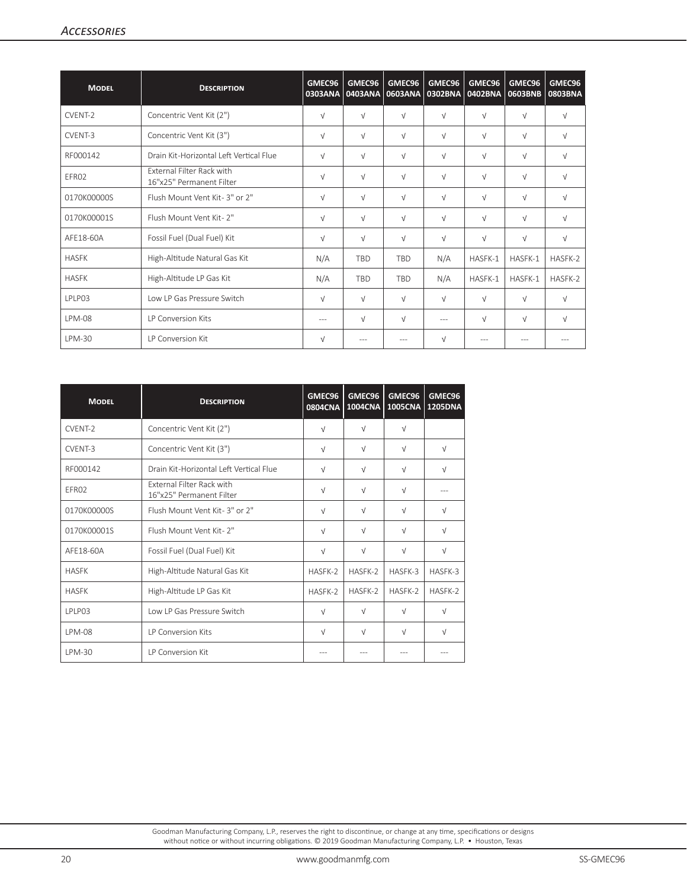## *Accessories*

| Model | Description | GMEC96 0303ANA | GMEC96 0403ANA | GMEC96 0603ANA | GMEC96 0302BNA | GMEC96 0402BNA | GMEC96 0603BNB | GMEC96 0803BNA |
|---|---|---|---|---|---|---|---|---|
| CVENT-2 | Concentric Vent Kit (2") | √ | √ | √ | √ | √ | √ | √ |
| CVENT-3 | Concentric Vent Kit (3") | √ | √ | √ | √ | √ | √ | √ |
| RF000142 | Drain Kit-Horizontal Left Vertical Flue | √ | √ | √ | √ | √ | √ | √ |
| EFR02 | External Filter Rack with 16"x25" Permanent Filter | √ | √ | √ | √ | √ | √ | √ |
| 0170K00000S | Flush Mount Vent Kit- 3" or 2" | √ | √ | √ | √ | √ | √ | √ |
| 0170K00001S | Flush Mount Vent Kit- 2" | √ | √ | √ | √ | √ | √ | √ |
| AFE18-60A | Fossil Fuel (Dual Fuel) Kit | √ | √ | √ | √ | √ | √ | √ |
| HASFK | High-Altitude Natural Gas Kit | N/A | TBD | TBD | N/A | HASFK-1 | HASFK-1 | HASFK-2 |
| HASFK | High-Altitude LP Gas Kit | N/A | TBD | TBD | N/A | HASFK-1 | HASFK-1 | HASFK-2 |
| LPLP03 | Low LP Gas Pressure Switch | √ | √ | √ | √ | √ | √ | √ |
| LPM-08 | LP Conversion Kits | --- | √ | √ | --- | √ | √ | √ |
| LPM-30 | LP Conversion Kit | √ | --- | --- | √ | --- | --- | --- |

| Model | Description | GMEC96 0804CNA | GMEC96 1004CNA | GMEC96 1005CNA | GMEC96 1205DNA |
|---|---|---|---|---|---|
| CVENT-2 | Concentric Vent Kit (2") | √ | √ | √ | |
| CVENT-3 | Concentric Vent Kit (3") | √ | √ | √ | √ |
| RF000142 | Drain Kit-Horizontal Left Vertical Flue | √ | √ | √ | √ |
| EFR02 | External Filter Rack with 16"x25" Permanent Filter | √ | √ | √ | --- |
| 0170K00000S | Flush Mount Vent Kit- 3" or 2" | √ | √ | √ | √ |
| 0170K00001S | Flush Mount Vent Kit- 2" | √ | √ | √ | √ |
| AFE18-60A | Fossil Fuel (Dual Fuel) Kit | √ | √ | √ | √ |
| HASFK | High-Altitude Natural Gas Kit | HASFK-2 | HASFK-2 | HASFK-3 | HASFK-3 |
| HASFK | High-Altitude LP Gas Kit | HASFK-2 | HASFK-2 | HASFK-2 | HASFK-2 |
| LPLP03 | Low LP Gas Pressure Switch | √ | √ | √ | √ |
| LPM-08 | LP Conversion Kits | √ | √ | √ | √ |
| LPM-30 | LP Conversion Kit | --- | --- | --- | --- |

Goodman Manufacturing Company, L.P., reserves the right to discontinue, or change at any time, specifications or designs without notice or without incurring obligations. © 2019 Goodman Manufacturing Company, L.P. • Houston, Texas

www.goodmanmfg.com